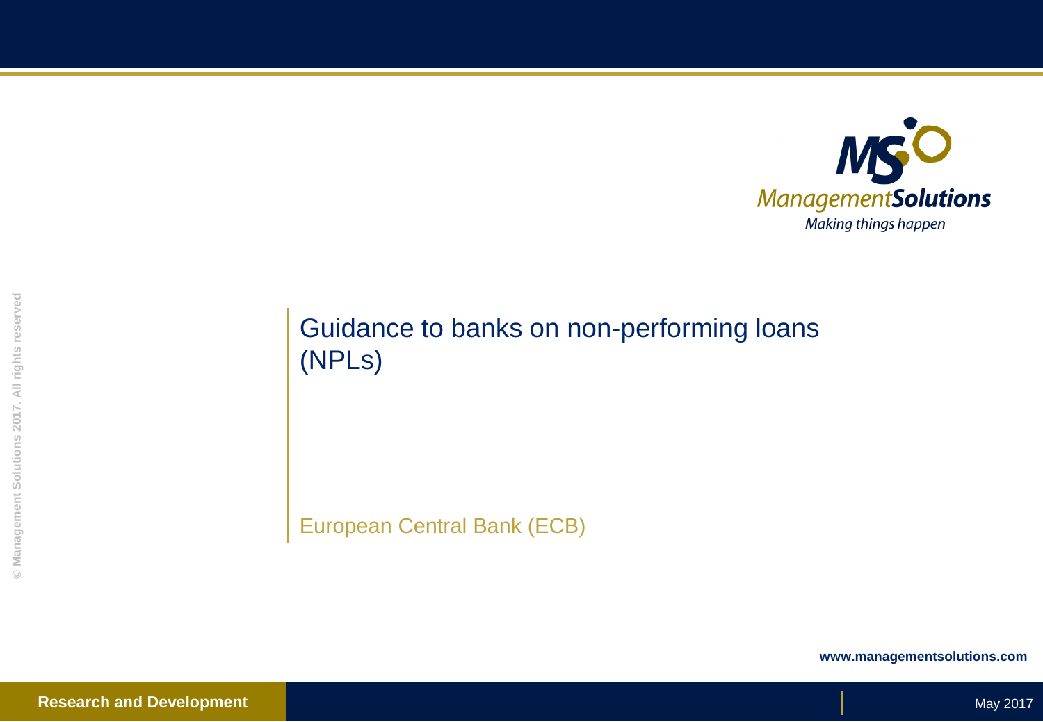# Guidance to banks on non-performing loans (NPLs)

European Central Bank (ECB)

www.managementsolutions.com

**Research and Development**

May 2017

© Management Solutions 2017. All rights reserved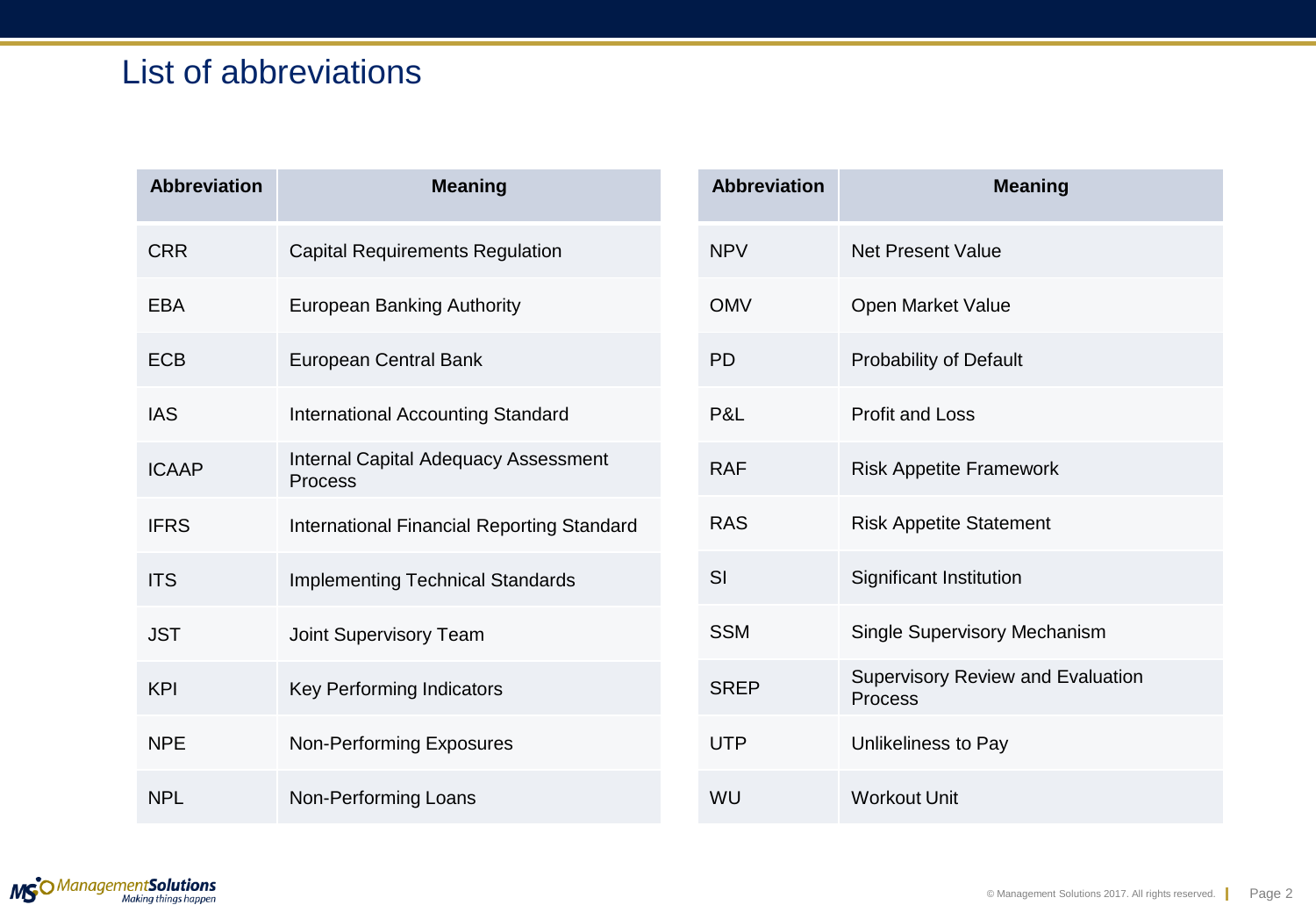# List of abbreviations

| Abbreviation | Meaning |
| --- | --- |
| CRR | Capital Requirements Regulation |
| EBA | European Banking Authority |
| ECB | European Central Bank |
| IAS | International Accounting Standard |
| ICAAP | Internal Capital Adequacy Assessment Process |
| IFRS | International Financial Reporting Standard |
| ITS | Implementing Technical Standards |
| JST | Joint Supervisory Team |
| KPI | Key Performing Indicators |
| NPE | Non-Performing Exposures |
| NPL | Non-Performing Loans |

| Abbreviation | Meaning |
| --- | --- |
| NPV | Net Present Value |
| OMV | Open Market Value |
| PD | Probability of Default |
| P&L | Profit and Loss |
| RAF | Risk Appetite Framework |
| RAS | Risk Appetite Statement |
| SI | Significant Institution |
| SSM | Single Supervisory Mechanism |
| SREP | Supervisory Review and Evaluation Process |
| UTP | Unlikeliness to Pay |
| WU | Workout Unit |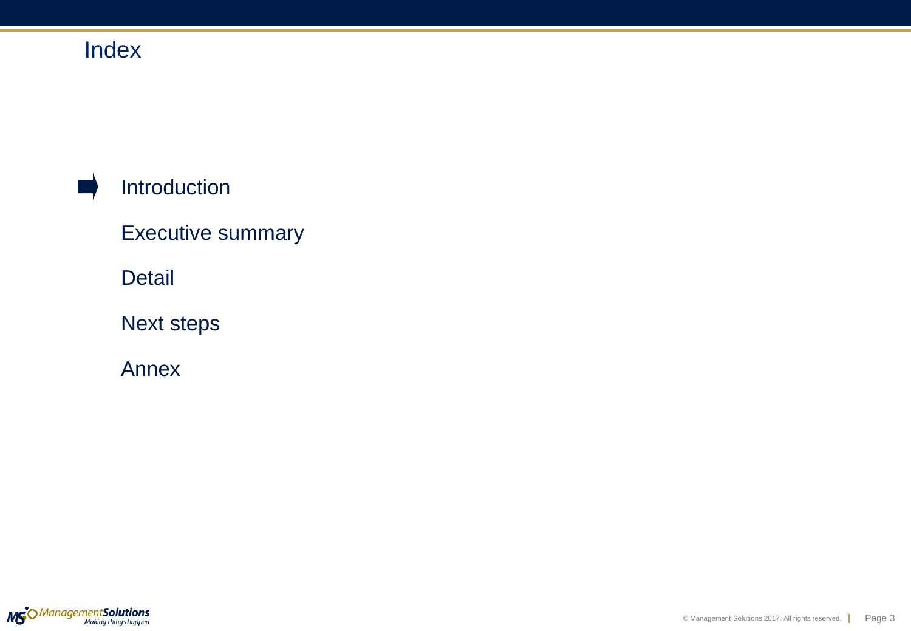# Index

- **Introduction**
- Executive summary
- Detail
- Next steps
- Annex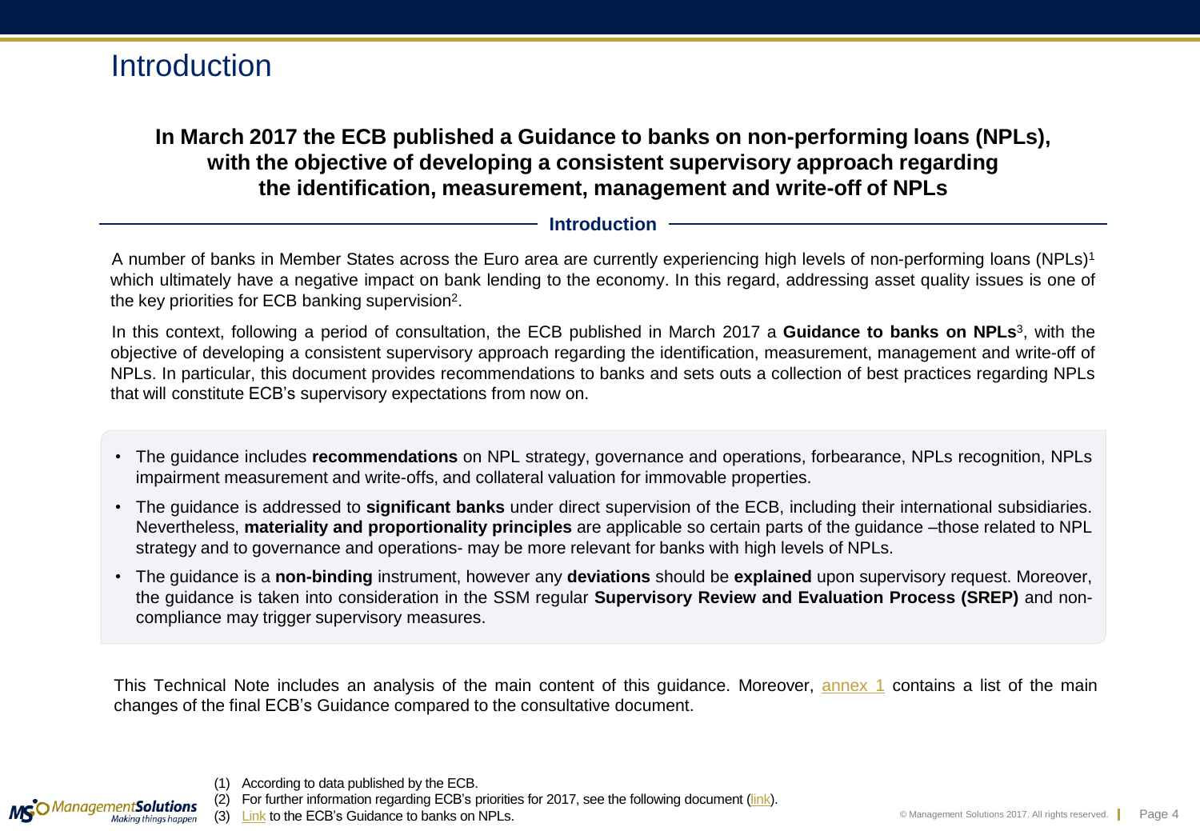# Introduction

**In March 2017 the ECB published a Guidance to banks on non-performing loans (NPLs), with the objective of developing a consistent supervisory approach regarding the identification, measurement, management and write-off of NPLs**

## Introduction

A number of banks in Member States across the Euro area are currently experiencing high levels of non-performing loans (NPLs)[1] which ultimately have a negative impact on bank lending to the economy. In this regard, addressing asset quality issues is one of the key priorities for ECB banking supervision[2].

In this context, following a period of consultation, the ECB published in March 2017 a **Guidance to banks on NPLs**[3], with the objective of developing a consistent supervisory approach regarding the identification, measurement, management and write-off of NPLs. In particular, this document provides recommendations to banks and sets outs a collection of best practices regarding NPLs that will constitute ECB's supervisory expectations from now on.

- The guidance includes **recommendations** on NPL strategy, governance and operations, forbearance, NPLs recognition, NPLs impairment measurement and write-offs, and collateral valuation for immovable properties.
- The guidance is addressed to **significant banks** under direct supervision of the ECB, including their international subsidiaries. Nevertheless, **materiality and proportionality principles** are applicable so certain parts of the guidance –those related to NPL strategy and to governance and operations- may be more relevant for banks with high levels of NPLs.
- The guidance is a **non-binding** instrument, however any **deviations** should be **explained** upon supervisory request. Moreover, the guidance is taken into consideration in the SSM regular **Supervisory Review and Evaluation Process (SREP)** and non-compliance may trigger supervisory measures.

This Technical Note includes an analysis of the main content of this guidance. Moreover, annex 1 contains a list of the main changes of the final ECB's Guidance compared to the consultative document.

(1) According to data published by the ECB.
(2) For further information regarding ECB's priorities for 2017, see the following document (link).
(3) Link to the ECB's Guidance to banks on NPLs.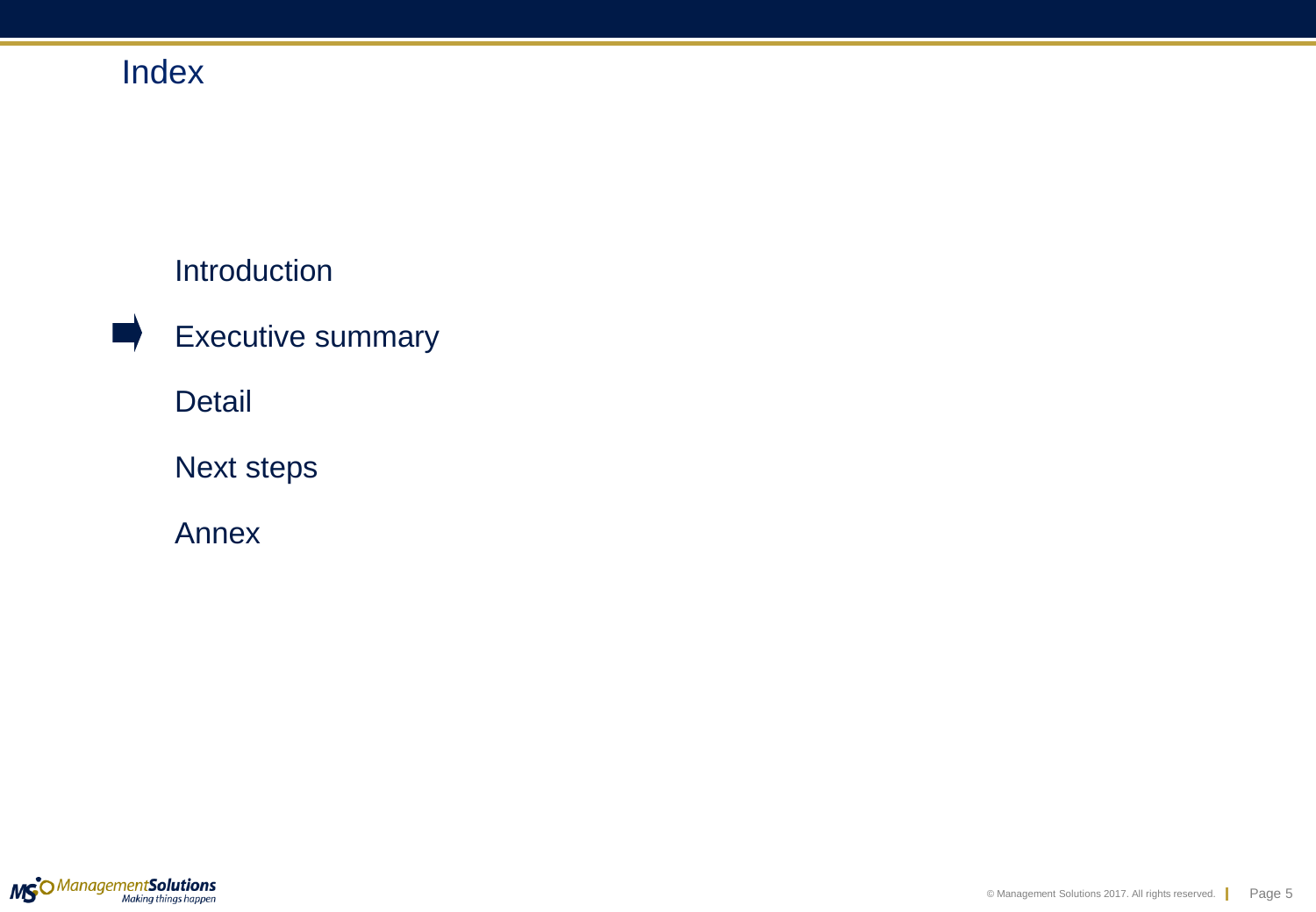# Index

- Introduction
- ➡ Executive summary
- Detail
- Next steps
- Annex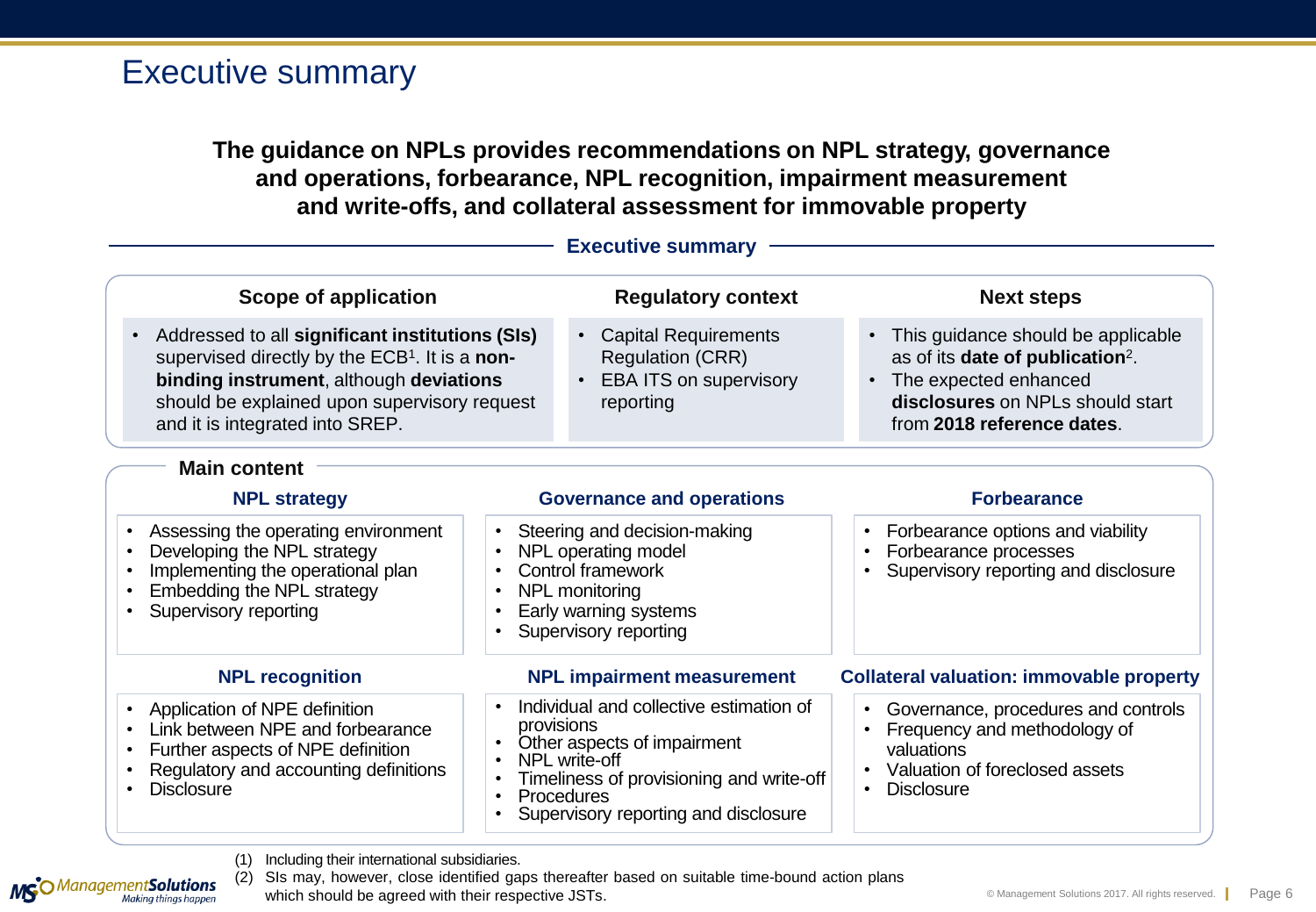# Executive summary

**The guidance on NPLs provides recommendations on NPL strategy, governance and operations, forbearance, NPL recognition, impairment measurement and write-offs, and collateral assessment for immovable property**

## Executive summary

### Scope of application

- Addressed to all **significant institutions (SIs)** supervised directly by the ECB[1]. It is a **non-binding instrument**, although **deviations** should be explained upon supervisory request and it is integrated into SREP.

### Regulatory context

- Capital Requirements Regulation (CRR)
- EBA ITS on supervisory reporting

### Next steps

- This guidance should be applicable as of its **date of publication**[2].
- The expected enhanced **disclosures** on NPLs should start from **2018 reference dates**.

## Main content

### NPL strategy

- Assessing the operating environment
- Developing the NPL strategy
- Implementing the operational plan
- Embedding the NPL strategy
- Supervisory reporting

### Governance and operations

- Steering and decision-making
- NPL operating model
- Control framework
- NPL monitoring
- Early warning systems
- Supervisory reporting

### Forbearance

- Forbearance options and viability
- Forbearance processes
- Supervisory reporting and disclosure

### NPL recognition

- Application of NPE definition
- Link between NPE and forbearance
- Further aspects of NPE definition
- Regulatory and accounting definitions
- Disclosure

### NPL impairment measurement

- Individual and collective estimation of provisions
- Other aspects of impairment
- NPL write-off
- Timeliness of provisioning and write-off
- Procedures
- Supervisory reporting and disclosure

### Collateral valuation: immovable property

- Governance, procedures and controls
- Frequency and methodology of valuations
- Valuation of foreclosed assets
- Disclosure

(1) Including their international subsidiaries.
(2) SIs may, however, close identified gaps thereafter based on suitable time-bound action plans which should be agreed with their respective JSTs.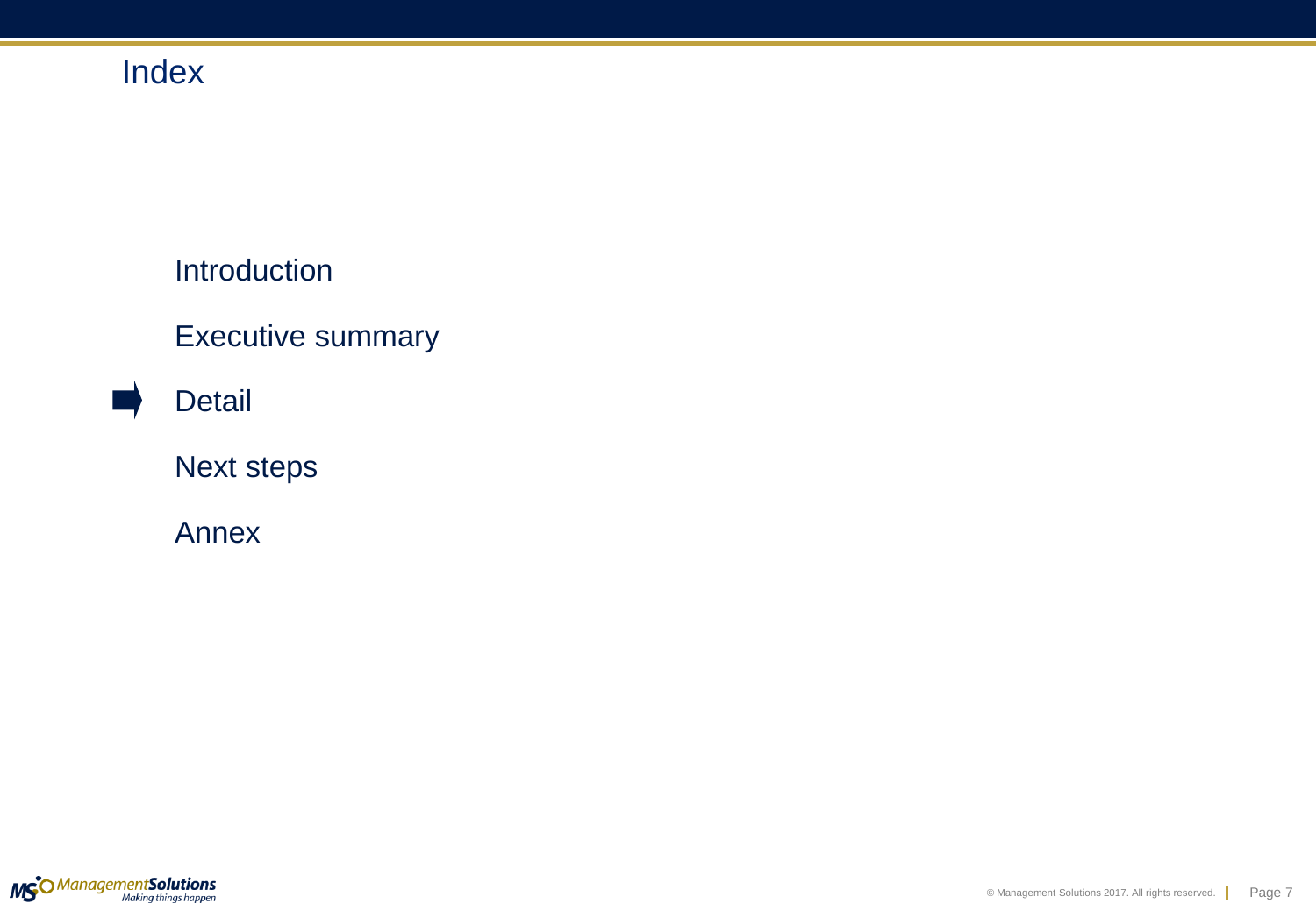# Index

- Introduction
- Executive summary
- Detail
- Next steps
- Annex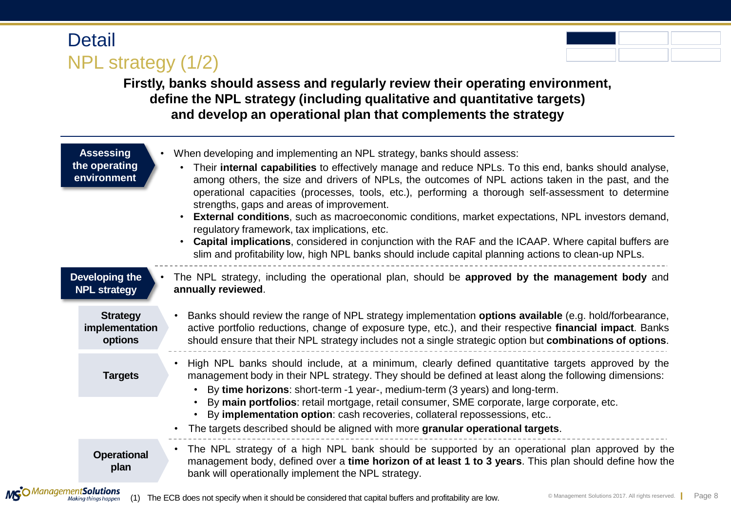# Detail

## NPL strategy (1/2)

**Firstly, banks should assess and regularly review their operating environment, define the NPL strategy (including qualitative and quantitative targets) and develop an operational plan that complements the strategy**

### Assessing the operating environment

- When developing and implementing an NPL strategy, banks should assess:
  - Their **internal capabilities** to effectively manage and reduce NPLs. To this end, banks should analyse, among others, the size and drivers of NPLs, the outcomes of NPL actions taken in the past, and the operational capacities (processes, tools, etc.), performing a thorough self-assessment to determine strengths, gaps and areas of improvement.
  - **External conditions**, such as macroeconomic conditions, market expectations, NPL investors demand, regulatory framework, tax implications, etc.
  - **Capital implications**, considered in conjunction with the RAF and the ICAAP. Where capital buffers are slim and profitability low, high NPL banks should include capital planning actions to clean-up NPLs.

### Developing the NPL strategy

- The NPL strategy, including the operational plan, should be **approved by the management body** and **annually reviewed**.

#### Strategy implementation options

- Banks should review the range of NPL strategy implementation **options available** (e.g. hold/forbearance, active portfolio reductions, change of exposure type, etc.), and their respective **financial impact**. Banks should ensure that their NPL strategy includes not a single strategic option but **combinations of options**.

#### Targets

- High NPL banks should include, at a minimum, clearly defined quantitative targets approved by the management body in their NPL strategy. They should be defined at least along the following dimensions:
  - By **time horizons**: short-term -1 year-, medium-term (3 years) and long-term.
  - By **main portfolios**: retail mortgage, retail consumer, SME corporate, large corporate, etc.
  - By **implementation option**: cash recoveries, collateral repossessions, etc..
- The targets described should be aligned with more **granular operational targets**.

#### Operational plan

- The NPL strategy of a high NPL bank should be supported by an operational plan approved by the management body, defined over a **time horizon of at least 1 to 3 years**. This plan should define how the bank will operationally implement the NPL strategy.

(1) The ECB does not specify when it should be considered that capital buffers and profitability are low.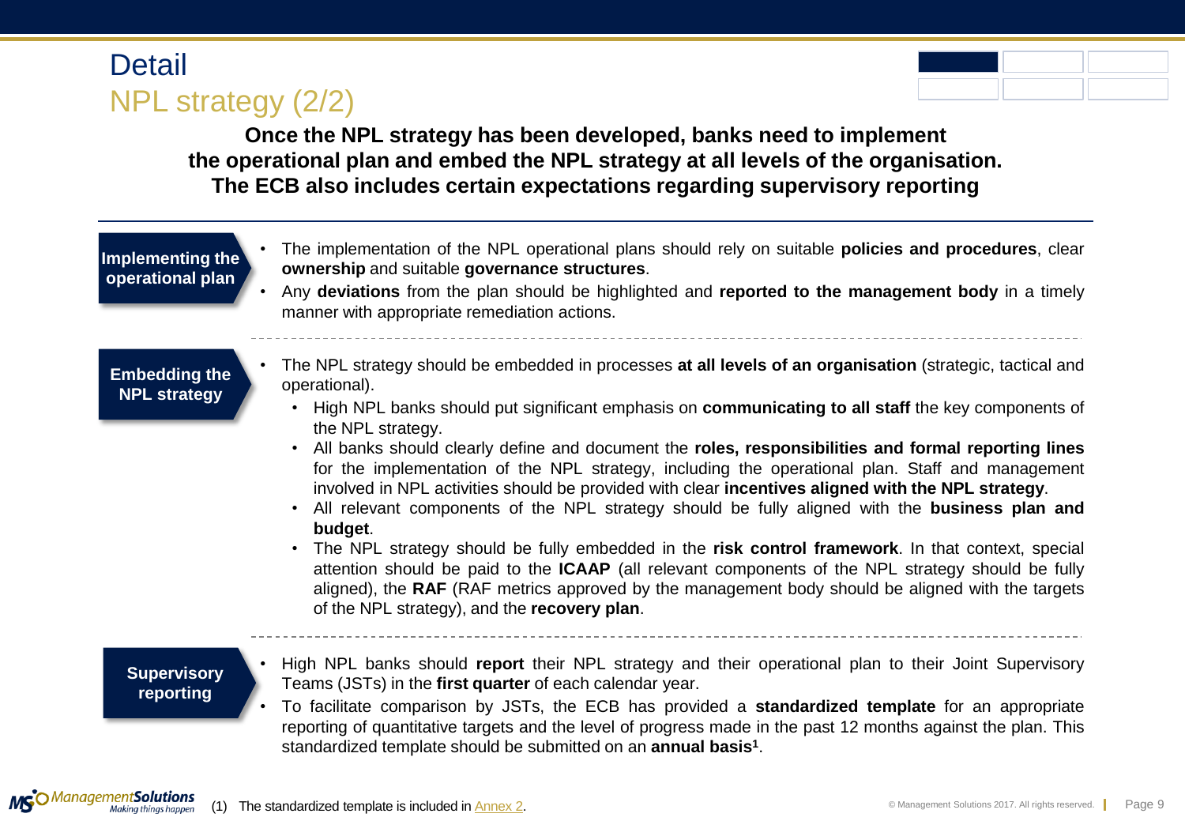# Detail

## NPL strategy (2/2)

**Once the NPL strategy has been developed, banks need to implement the operational plan and embed the NPL strategy at all levels of the organisation. The ECB also includes certain expectations regarding supervisory reporting**

### Implementing the operational plan

- The implementation of the NPL operational plans should rely on suitable **policies and procedures**, clear **ownership** and suitable **governance structures**.
- Any **deviations** from the plan should be highlighted and **reported to the management body** in a timely manner with appropriate remediation actions.

### Embedding the NPL strategy

- The NPL strategy should be embedded in processes **at all levels of an organisation** (strategic, tactical and operational).
  - High NPL banks should put significant emphasis on **communicating to all staff** the key components of the NPL strategy.
  - All banks should clearly define and document the **roles, responsibilities and formal reporting lines** for the implementation of the NPL strategy, including the operational plan. Staff and management involved in NPL activities should be provided with clear **incentives aligned with the NPL strategy**.
  - All relevant components of the NPL strategy should be fully aligned with the **business plan and budget**.
  - The NPL strategy should be fully embedded in the **risk control framework**. In that context, special attention should be paid to the **ICAAP** (all relevant components of the NPL strategy should be fully aligned), the **RAF** (RAF metrics approved by the management body should be aligned with the targets of the NPL strategy), and the **recovery plan**.

### Supervisory reporting

- High NPL banks should **report** their NPL strategy and their operational plan to their Joint Supervisory Teams (JSTs) in the **first quarter** of each calendar year.
- To facilitate comparison by JSTs, the ECB has provided a **standardized template** for an appropriate reporting of quantitative targets and the level of progress made in the past 12 months against the plan. This standardized template should be submitted on an **annual basis**[1].

(1) The standardized template is included in Annex 2.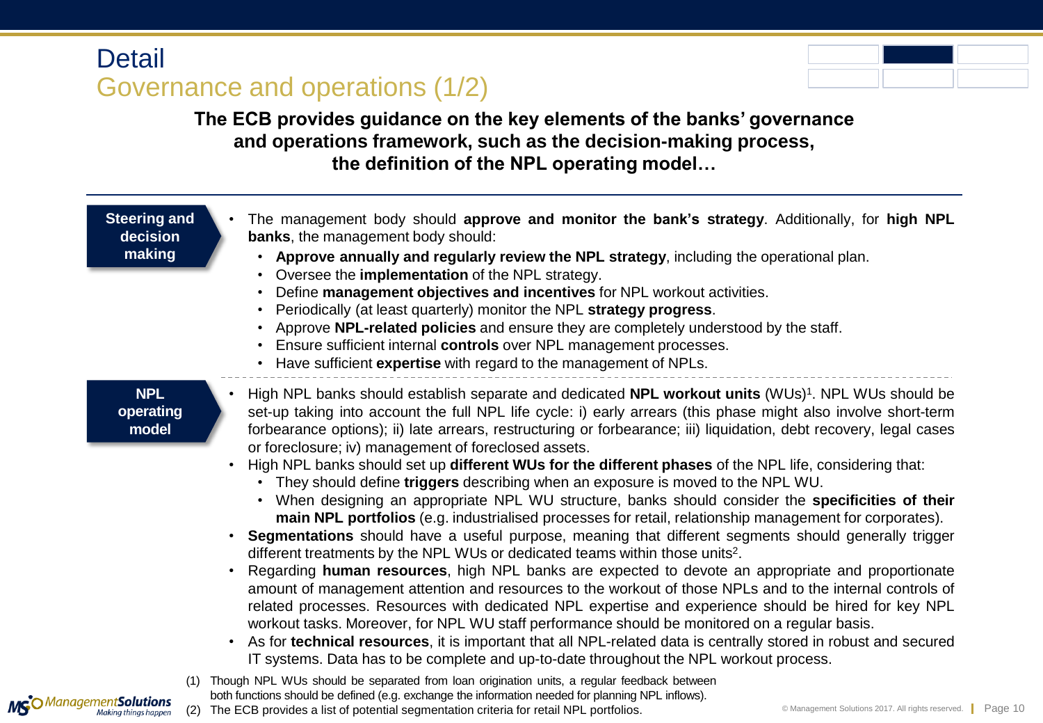# Detail

## Governance and operations (1/2)

**The ECB provides guidance on the key elements of the banks' governance and operations framework, such as the decision-making process, the definition of the NPL operating model…**

**Steering and decision making**

- The management body should **approve and monitor the bank's strategy**. Additionally, for **high NPL banks**, the management body should:
  - **Approve annually and regularly review the NPL strategy**, including the operational plan.
  - Oversee the **implementation** of the NPL strategy.
  - Define **management objectives and incentives** for NPL workout activities.
  - Periodically (at least quarterly) monitor the NPL **strategy progress**.
  - Approve **NPL-related policies** and ensure they are completely understood by the staff.
  - Ensure sufficient internal **controls** over NPL management processes.
  - Have sufficient **expertise** with regard to the management of NPLs.

**NPL operating model**

- High NPL banks should establish separate and dedicated **NPL workout units** (WUs)[1]. NPL WUs should be set-up taking into account the full NPL life cycle: i) early arrears (this phase might also involve short-term forbearance options); ii) late arrears, restructuring or forbearance; iii) liquidation, debt recovery, legal cases or foreclosure; iv) management of foreclosed assets.
- High NPL banks should set up **different WUs for the different phases** of the NPL life, considering that:
  - They should define **triggers** describing when an exposure is moved to the NPL WU.
  - When designing an appropriate NPL WU structure, banks should consider the **specificities of their main NPL portfolios** (e.g. industrialised processes for retail, relationship management for corporates).
- **Segmentations** should have a useful purpose, meaning that different segments should generally trigger different treatments by the NPL WUs or dedicated teams within those units[2].
- Regarding **human resources**, high NPL banks are expected to devote an appropriate and proportionate amount of management attention and resources to the workout of those NPLs and to the internal controls of related processes. Resources with dedicated NPL expertise and experience should be hired for key NPL workout tasks. Moreover, for NPL WU staff performance should be monitored on a regular basis.
- As for **technical resources**, it is important that all NPL-related data is centrally stored in robust and secured IT systems. Data has to be complete and up-to-date throughout the NPL workout process.

(1) Though NPL WUs should be separated from loan origination units, a regular feedback between both functions should be defined (e.g. exchange the information needed for planning NPL inflows).

(2) The ECB provides a list of potential segmentation criteria for retail NPL portfolios.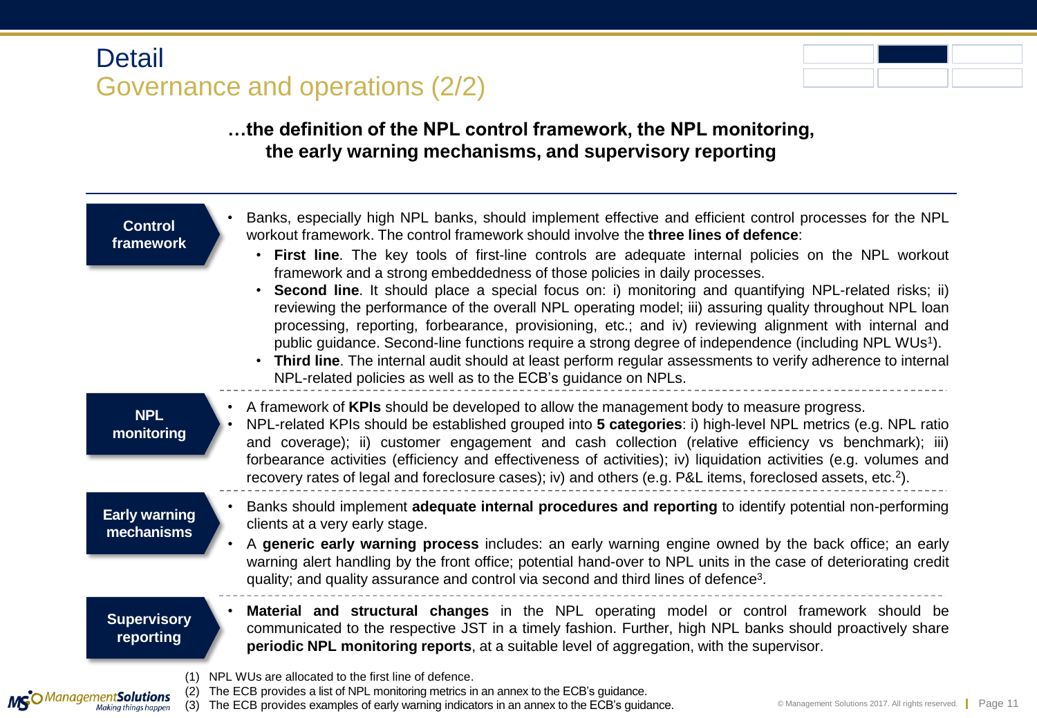# Detail

## Governance and operations (2/2)

**…the definition of the NPL control framework, the NPL monitoring, the early warning mechanisms, and supervisory reporting**

**Control framework**

- Banks, especially high NPL banks, should implement effective and efficient control processes for the NPL workout framework. The control framework should involve the **three lines of defence**:
  - **First line**. The key tools of first-line controls are adequate internal policies on the NPL workout framework and a strong embeddedness of those policies in daily processes.
  - **Second line**. It should place a special focus on: i) monitoring and quantifying NPL-related risks; ii) reviewing the performance of the overall NPL operating model; iii) assuring quality throughout NPL loan processing, reporting, forbearance, provisioning, etc.; and iv) reviewing alignment with internal and public guidance. Second-line functions require a strong degree of independence (including NPL WUs[1]).
  - **Third line**. The internal audit should at least perform regular assessments to verify adherence to internal NPL-related policies as well as to the ECB's guidance on NPLs.

**NPL monitoring**

- A framework of **KPIs** should be developed to allow the management body to measure progress.
- NPL-related KPIs should be established grouped into **5 categories**: i) high-level NPL metrics (e.g. NPL ratio and coverage); ii) customer engagement and cash collection (relative efficiency vs benchmark); iii) forbearance activities (efficiency and effectiveness of activities); iv) liquidation activities (e.g. volumes and recovery rates of legal and foreclosure cases); iv) and others (e.g. P&L items, foreclosed assets, etc.[2]).

**Early warning mechanisms**

- Banks should implement **adequate internal procedures and reporting** to identify potential non-performing clients at a very early stage.
- A **generic early warning process** includes: an early warning engine owned by the back office; an early warning alert handling by the front office; potential hand-over to NPL units in the case of deteriorating credit quality; and quality assurance and control via second and third lines of defence[3].

**Supervisory reporting**

- **Material and structural changes** in the NPL operating model or control framework should be communicated to the respective JST in a timely fashion. Further, high NPL banks should proactively share **periodic NPL monitoring reports**, at a suitable level of aggregation, with the supervisor.

(1) NPL WUs are allocated to the first line of defence.
(2) The ECB provides a list of NPL monitoring metrics in an annex to the ECB's guidance.
(3) The ECB provides examples of early warning indicators in an annex to the ECB's guidance.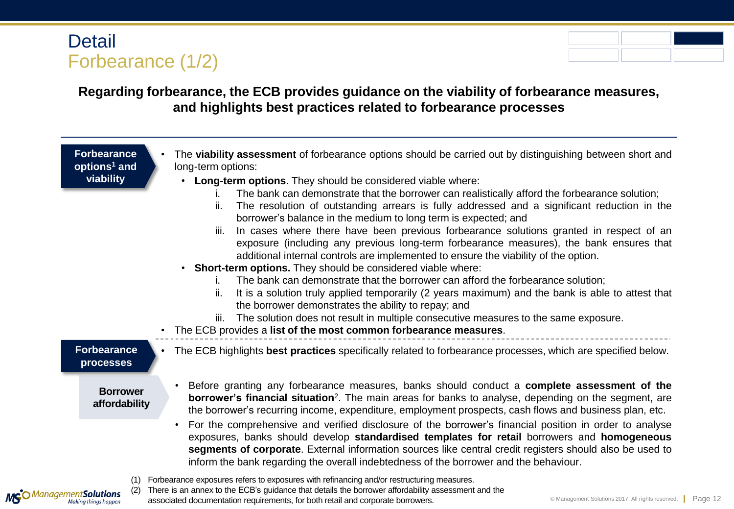# Detail
## Forbearance (1/2)

**Regarding forbearance, the ECB provides guidance on the viability of forbearance measures, and highlights best practices related to forbearance processes**

### Forbearance options[1] and viability

- The **viability assessment** of forbearance options should be carried out by distinguishing between short and long-term options:
  - **Long-term options**. They should be considered viable where:
    1. The bank can demonstrate that the borrower can realistically afford the forbearance solution;
    2. The resolution of outstanding arrears is fully addressed and a significant reduction in the borrower's balance in the medium to long term is expected; and
    3. In cases where there have been previous forbearance solutions granted in respect of an exposure (including any previous long-term forbearance measures), the bank ensures that additional internal controls are implemented to ensure the viability of the option.
  - **Short-term options.** They should be considered viable where:
    1. The bank can demonstrate that the borrower can afford the forbearance solution;
    2. It is a solution truly applied temporarily (2 years maximum) and the bank is able to attest that the borrower demonstrates the ability to repay; and
    3. The solution does not result in multiple consecutive measures to the same exposure.
- The ECB provides a **list of the most common forbearance measures**.

### Forbearance processes

- The ECB highlights **best practices** specifically related to forbearance processes, which are specified below.

#### Borrower affordability

- Before granting any forbearance measures, banks should conduct a **complete assessment of the borrower's financial situation**[2]. The main areas for banks to analyse, depending on the segment, are the borrower's recurring income, expenditure, employment prospects, cash flows and business plan, etc.
- For the comprehensive and verified disclosure of the borrower's financial position in order to analyse exposures, banks should develop **standardised templates for retail** borrowers and **homogeneous segments of corporate**. External information sources like central credit registers should also be used to inform the bank regarding the overall indebtedness of the borrower and the behaviour.

(1) Forbearance exposures refers to exposures with refinancing and/or restructuring measures.
(2) There is an annex to the ECB's guidance that details the borrower affordability assessment and the associated documentation requirements, for both retail and corporate borrowers.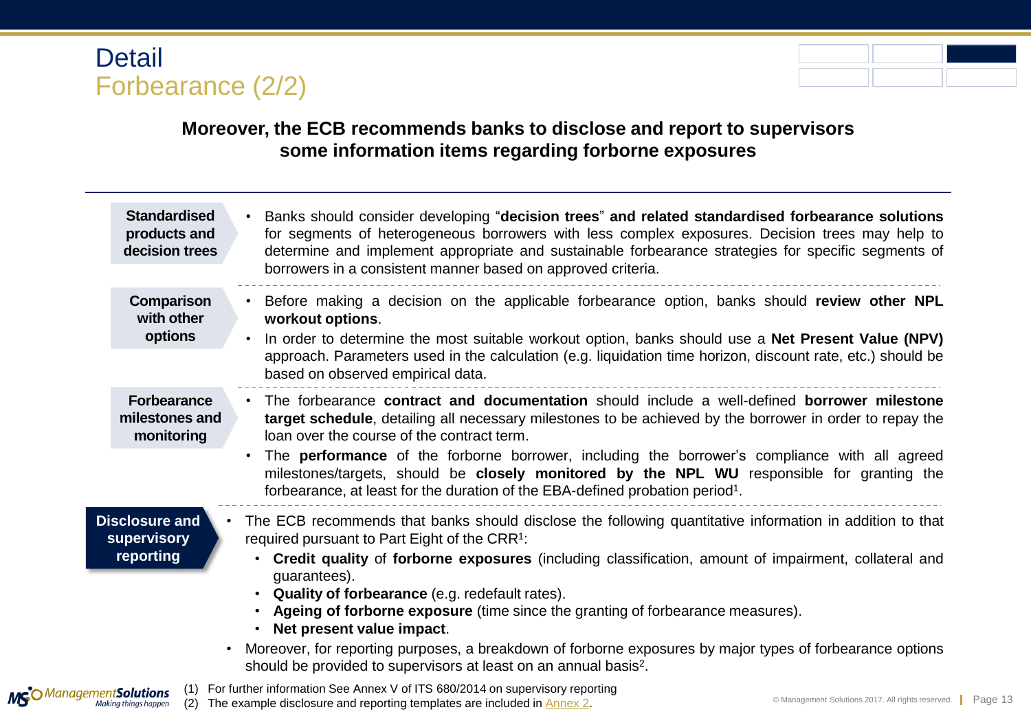# Detail
## Forbearance (2/2)

**Moreover, the ECB recommends banks to disclose and report to supervisors some information items regarding forborne exposures**

**Standardised products and decision trees**

- Banks should consider developing "**decision trees**" **and related standardised forbearance solutions** for segments of heterogeneous borrowers with less complex exposures. Decision trees may help to determine and implement appropriate and sustainable forbearance strategies for specific segments of borrowers in a consistent manner based on approved criteria.

**Comparison with other options**

- Before making a decision on the applicable forbearance option, banks should **review other NPL workout options**.
- In order to determine the most suitable workout option, banks should use a **Net Present Value (NPV)** approach. Parameters used in the calculation (e.g. liquidation time horizon, discount rate, etc.) should be based on observed empirical data.

**Forbearance milestones and monitoring**

- The forbearance **contract and documentation** should include a well-defined **borrower milestone target schedule**, detailing all necessary milestones to be achieved by the borrower in order to repay the loan over the course of the contract term.
- The **performance** of the forborne borrower, including the borrower's compliance with all agreed milestones/targets, should be **closely monitored by the NPL WU** responsible for granting the forbearance, at least for the duration of the EBA-defined probation period[1].

**Disclosure and supervisory reporting**

- The ECB recommends that banks should disclose the following quantitative information in addition to that required pursuant to Part Eight of the CRR[1]:
  - **Credit quality** of **forborne exposures** (including classification, amount of impairment, collateral and guarantees).
  - **Quality of forbearance** (e.g. redefault rates).
  - **Ageing of forborne exposure** (time since the granting of forbearance measures).
  - **Net present value impact**.
- Moreover, for reporting purposes, a breakdown of forborne exposures by major types of forbearance options should be provided to supervisors at least on an annual basis[2].

(1) For further information See Annex V of ITS 680/2014 on supervisory reporting
(2) The example disclosure and reporting templates are included in Annex 2.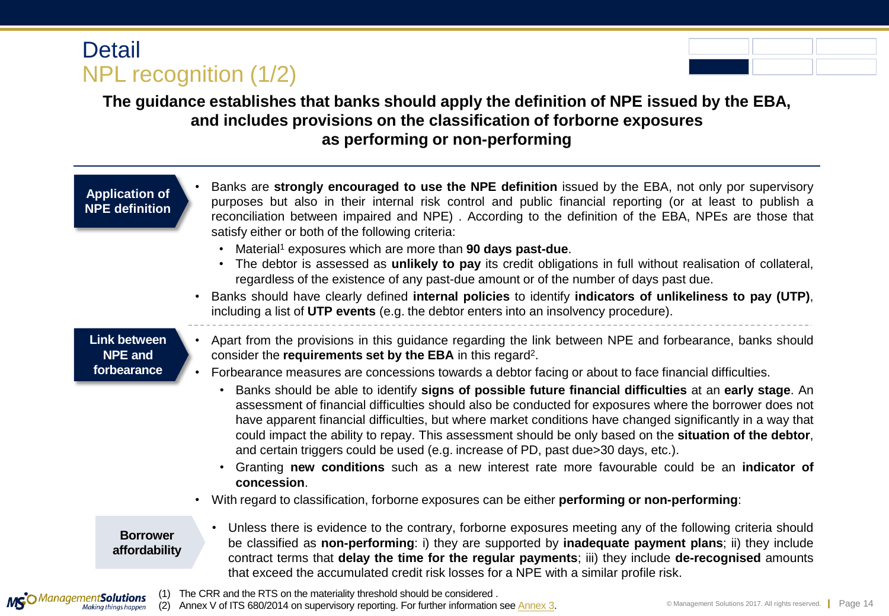# Detail
## NPL recognition (1/2)

**The guidance establishes that banks should apply the definition of NPE issued by the EBA, and includes provisions on the classification of forborne exposures as performing or non-performing**

**Application of NPE definition**

- Banks are **strongly encouraged to use the NPE definition** issued by the EBA, not only por supervisory purposes but also in their internal risk control and public financial reporting (or at least to publish a reconciliation between impaired and NPE) . According to the definition of the EBA, NPEs are those that satisfy either or both of the following criteria:
  - Material[1] exposures which are more than **90 days past-due**.
  - The debtor is assessed as **unlikely to pay** its credit obligations in full without realisation of collateral, regardless of the existence of any past-due amount or of the number of days past due.
- Banks should have clearly defined **internal policies** to identify **indicators of unlikeliness to pay (UTP)**, including a list of **UTP events** (e.g. the debtor enters into an insolvency procedure).

**Link between NPE and forbearance**

- Apart from the provisions in this guidance regarding the link between NPE and forbearance, banks should consider the **requirements set by the EBA** in this regard[2].
- Forbearance measures are concessions towards a debtor facing or about to face financial difficulties.
  - Banks should be able to identify **signs of possible future financial difficulties** at an **early stage**. An assessment of financial difficulties should also be conducted for exposures where the borrower does not have apparent financial difficulties, but where market conditions have changed significantly in a way that could impact the ability to repay. This assessment should be only based on the **situation of the debtor**, and certain triggers could be used (e.g. increase of PD, past due>30 days, etc.).
  - Granting **new conditions** such as a new interest rate more favourable could be an **indicator of concession**.
- With regard to classification, forborne exposures can be either **performing or non-performing**:

**Borrower affordability**

- Unless there is evidence to the contrary, forborne exposures meeting any of the following criteria should be classified as **non-performing**: i) they are supported by **inadequate payment plans**; ii) they include contract terms that **delay the time for the regular payments**; iii) they include **de-recognised** amounts that exceed the accumulated credit risk losses for a NPE with a similar profile risk.

(1) The CRR and the RTS on the materiality threshold should be considered .
(2) Annex V of ITS 680/2014 on supervisory reporting. For further information see Annex 3.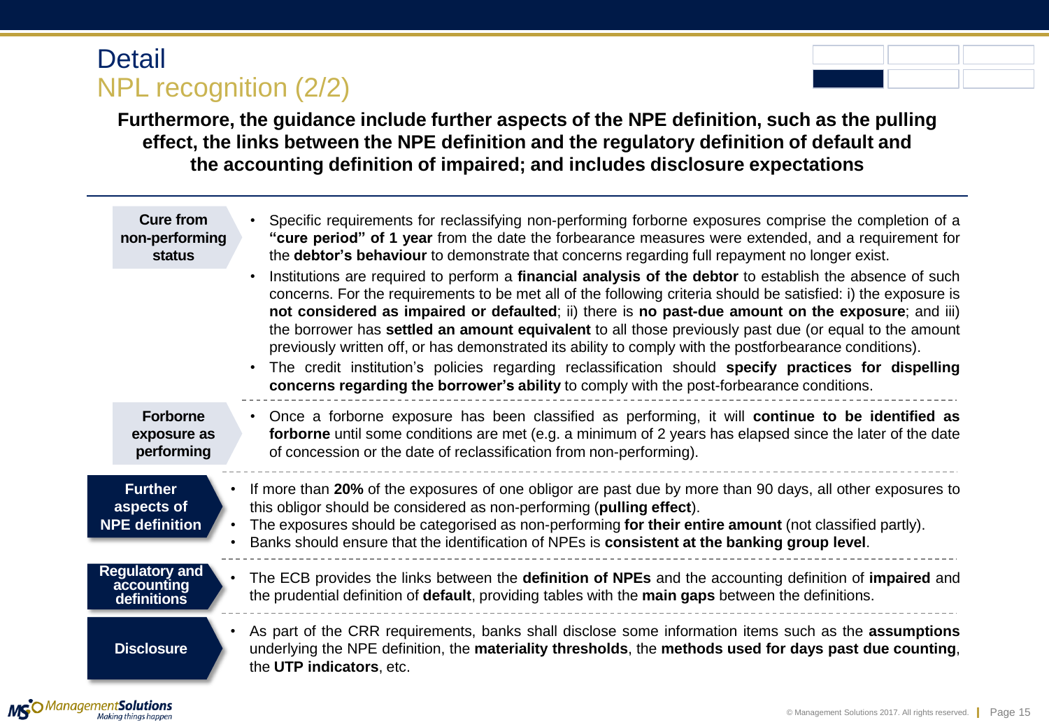# Detail
## NPL recognition (2/2)

**Furthermore, the guidance include further aspects of the NPE definition, such as the pulling effect, the links between the NPE definition and the regulatory definition of default and the accounting definition of impaired; and includes disclosure expectations**

**Cure from non-performing status**

- Specific requirements for reclassifying non-performing forborne exposures comprise the completion of a **"cure period" of 1 year** from the date the forbearance measures were extended, and a requirement for the **debtor's behaviour** to demonstrate that concerns regarding full repayment no longer exist.
- Institutions are required to perform a **financial analysis of the debtor** to establish the absence of such concerns. For the requirements to be met all of the following criteria should be satisfied: i) the exposure is **not considered as impaired or defaulted**; ii) there is **no past-due amount on the exposure**; and iii) the borrower has **settled an amount equivalent** to all those previously past due (or equal to the amount previously written off, or has demonstrated its ability to comply with the postforbearance conditions).
- The credit institution's policies regarding reclassification should **specify practices for dispelling concerns regarding the borrower's ability** to comply with the post-forbearance conditions.

**Forborne exposure as performing**

- Once a forborne exposure has been classified as performing, it will **continue to be identified as forborne** until some conditions are met (e.g. a minimum of 2 years has elapsed since the later of the date of concession or the date of reclassification from non-performing).

**Further aspects of NPE definition**

- If more than **20%** of the exposures of one obligor are past due by more than 90 days, all other exposures to this obligor should be considered as non-performing (**pulling effect**).
- The exposures should be categorised as non-performing **for their entire amount** (not classified partly).
- Banks should ensure that the identification of NPEs is **consistent at the banking group level**.

**Regulatory and accounting definitions**

- The ECB provides the links between the **definition of NPEs** and the accounting definition of **impaired** and the prudential definition of **default**, providing tables with the **main gaps** between the definitions.

**Disclosure**

- As part of the CRR requirements, banks shall disclose some information items such as the **assumptions** underlying the NPE definition, the **materiality thresholds**, the **methods used for days past due counting**, the **UTP indicators**, etc.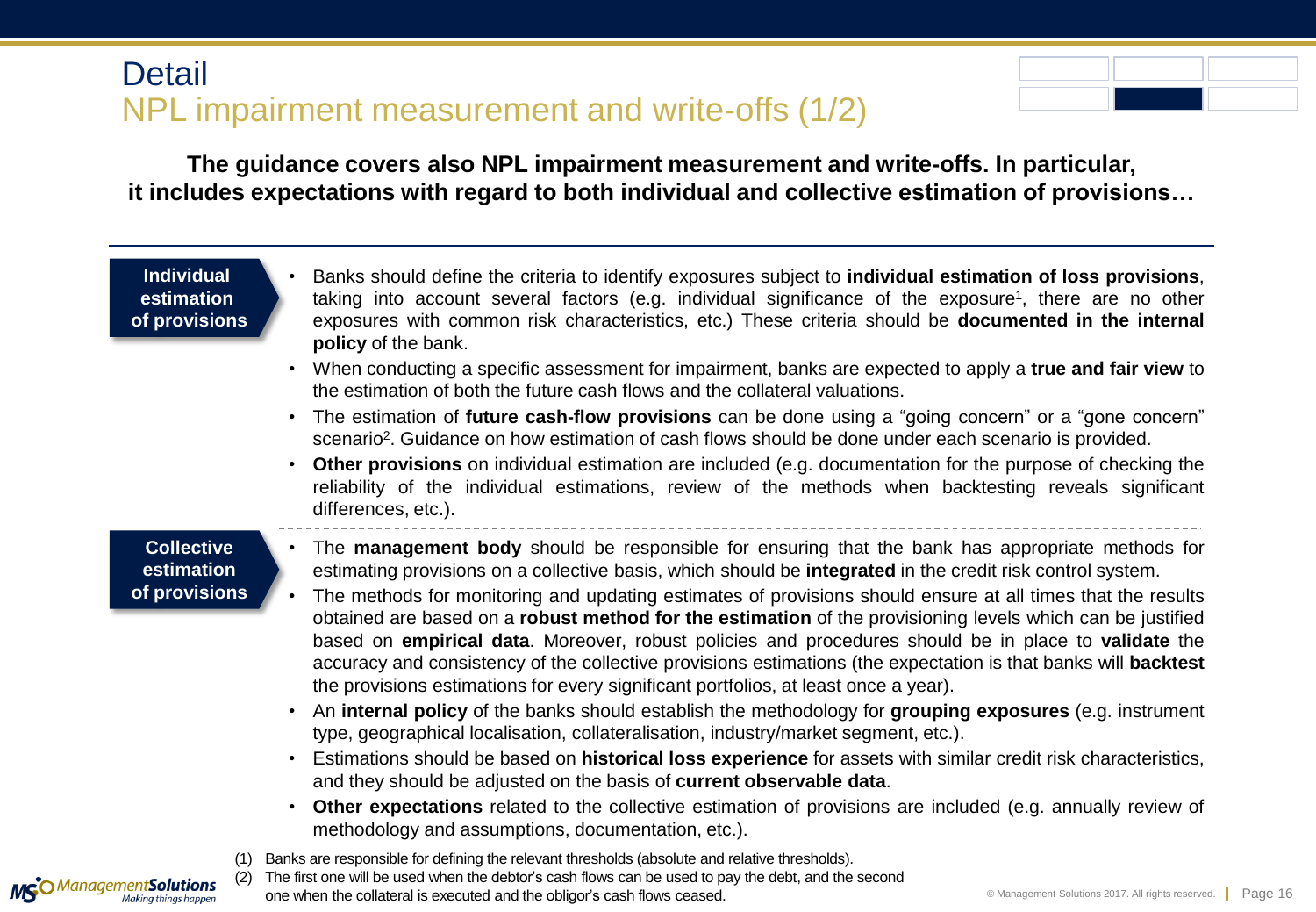# Detail

## NPL impairment measurement and write-offs (1/2)

**The guidance covers also NPL impairment measurement and write-offs. In particular, it includes expectations with regard to both individual and collective estimation of provisions…**

### Individual estimation of provisions

- Banks should define the criteria to identify exposures subject to **individual estimation of loss provisions**, taking into account several factors (e.g. individual significance of the exposure[1], there are no other exposures with common risk characteristics, etc.) These criteria should be **documented in the internal policy** of the bank.
- When conducting a specific assessment for impairment, banks are expected to apply a **true and fair view** to the estimation of both the future cash flows and the collateral valuations.
- The estimation of **future cash-flow provisions** can be done using a "going concern" or a "gone concern" scenario[2]. Guidance on how estimation of cash flows should be done under each scenario is provided.
- **Other provisions** on individual estimation are included (e.g. documentation for the purpose of checking the reliability of the individual estimations, review of the methods when backtesting reveals significant differences, etc.).

### Collective estimation of provisions

- The **management body** should be responsible for ensuring that the bank has appropriate methods for estimating provisions on a collective basis, which should be **integrated** in the credit risk control system.
- The methods for monitoring and updating estimates of provisions should ensure at all times that the results obtained are based on a **robust method for the estimation** of the provisioning levels which can be justified based on **empirical data**. Moreover, robust policies and procedures should be in place to **validate** the accuracy and consistency of the collective provisions estimations (the expectation is that banks will **backtest** the provisions estimations for every significant portfolios, at least once a year).
- An **internal policy** of the banks should establish the methodology for **grouping exposures** (e.g. instrument type, geographical localisation, collateralisation, industry/market segment, etc.).
- Estimations should be based on **historical loss experience** for assets with similar credit risk characteristics, and they should be adjusted on the basis of **current observable data**.
- **Other expectations** related to the collective estimation of provisions are included (e.g. annually review of methodology and assumptions, documentation, etc.).

(1) Banks are responsible for defining the relevant thresholds (absolute and relative thresholds).
(2) The first one will be used when the debtor's cash flows can be used to pay the debt, and the second one when the collateral is executed and the obligor's cash flows ceased.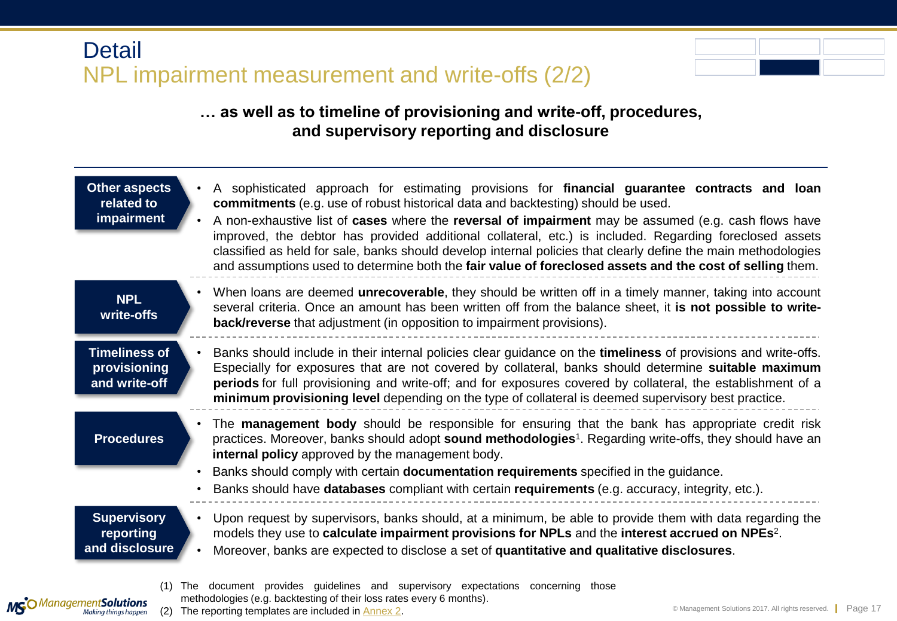# Detail

## NPL impairment measurement and write-offs (2/2)

**… as well as to timeline of provisioning and write-off, procedures, and supervisory reporting and disclosure**

**Other aspects related to impairment**

- A sophisticated approach for estimating provisions for **financial guarantee contracts and loan commitments** (e.g. use of robust historical data and backtesting) should be used.
- A non-exhaustive list of **cases** where the **reversal of impairment** may be assumed (e.g. cash flows have improved, the debtor has provided additional collateral, etc.) is included. Regarding foreclosed assets classified as held for sale, banks should develop internal policies that clearly define the main methodologies and assumptions used to determine both the **fair value of foreclosed assets and the cost of selling** them.

**NPL write-offs**

- When loans are deemed **unrecoverable**, they should be written off in a timely manner, taking into account several criteria. Once an amount has been written off from the balance sheet, it **is not possible to write-back/reverse** that adjustment (in opposition to impairment provisions).

**Timeliness of provisioning and write-off**

- Banks should include in their internal policies clear guidance on the **timeliness** of provisions and write-offs. Especially for exposures that are not covered by collateral, banks should determine **suitable maximum periods** for full provisioning and write-off; and for exposures covered by collateral, the establishment of a **minimum provisioning level** depending on the type of collateral is deemed supervisory best practice.

**Procedures**

- The **management body** should be responsible for ensuring that the bank has appropriate credit risk practices. Moreover, banks should adopt **sound methodologies**[1]. Regarding write-offs, they should have an **internal policy** approved by the management body.
- Banks should comply with certain **documentation requirements** specified in the guidance.
- Banks should have **databases** compliant with certain **requirements** (e.g. accuracy, integrity, etc.).

**Supervisory reporting and disclosure**

- Upon request by supervisors, banks should, at a minimum, be able to provide them with data regarding the models they use to **calculate impairment provisions for NPLs** and the **interest accrued on NPEs**[2].
- Moreover, banks are expected to disclose a set of **quantitative and qualitative disclosures**.

(1) The document provides guidelines and supervisory expectations concerning those methodologies (e.g. backtesting of their loss rates every 6 months).
(2) The reporting templates are included in Annex 2.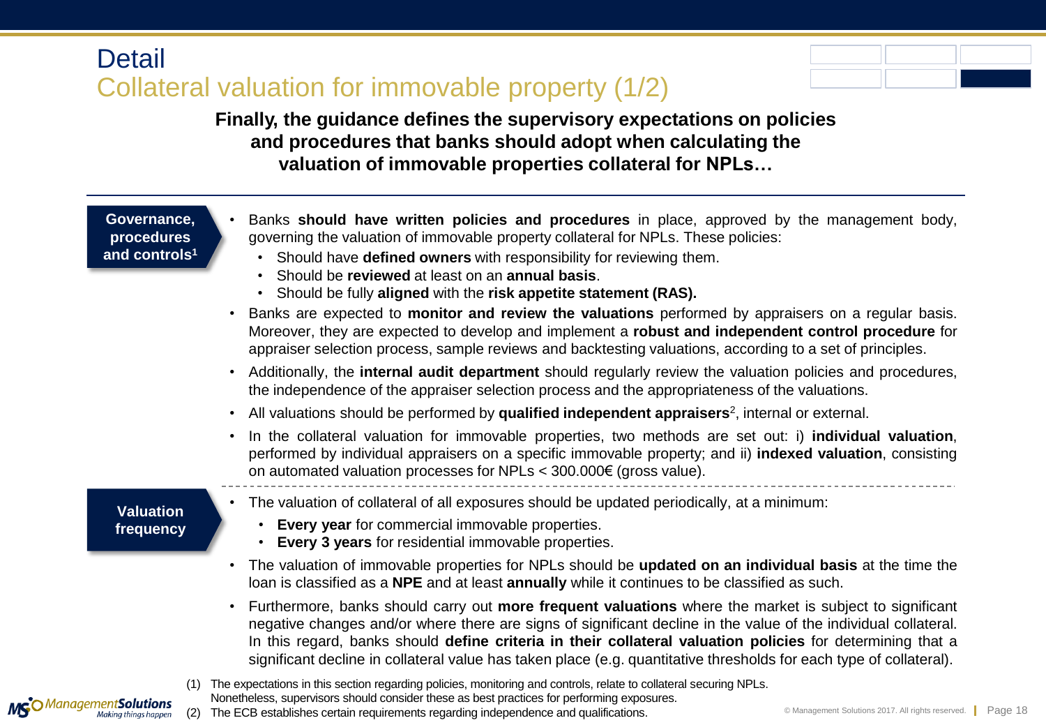# Detail

## Collateral valuation for immovable property (1/2)

**Finally, the guidance defines the supervisory expectations on policies and procedures that banks should adopt when calculating the valuation of immovable properties collateral for NPLs…**

**Governance, procedures and controls[1]**

- Banks **should have written policies and procedures** in place, approved by the management body, governing the valuation of immovable property collateral for NPLs. These policies:
  - Should have **defined owners** with responsibility for reviewing them.
  - Should be **reviewed** at least on an **annual basis**.
  - Should be fully **aligned** with the **risk appetite statement (RAS).**
- Banks are expected to **monitor and review the valuations** performed by appraisers on a regular basis. Moreover, they are expected to develop and implement a **robust and independent control procedure** for appraiser selection process, sample reviews and backtesting valuations, according to a set of principles.
- Additionally, the **internal audit department** should regularly review the valuation policies and procedures, the independence of the appraiser selection process and the appropriateness of the valuations.
- All valuations should be performed by **qualified independent appraisers**[2], internal or external.
- In the collateral valuation for immovable properties, two methods are set out: i) **individual valuation**, performed by individual appraisers on a specific immovable property; and ii) **indexed valuation**, consisting on automated valuation processes for NPLs < 300.000€ (gross value).

**Valuation frequency**

- The valuation of collateral of all exposures should be updated periodically, at a minimum:
  - **Every year** for commercial immovable properties.
  - **Every 3 years** for residential immovable properties.
- The valuation of immovable properties for NPLs should be **updated on an individual basis** at the time the loan is classified as a **NPE** and at least **annually** while it continues to be classified as such.
- Furthermore, banks should carry out **more frequent valuations** where the market is subject to significant negative changes and/or where there are signs of significant decline in the value of the individual collateral. In this regard, banks should **define criteria in their collateral valuation policies** for determining that a significant decline in collateral value has taken place (e.g. quantitative thresholds for each type of collateral).

(1) The expectations in this section regarding policies, monitoring and controls, relate to collateral securing NPLs. Nonetheless, supervisors should consider these as best practices for performing exposures.

(2) The ECB establishes certain requirements regarding independence and qualifications.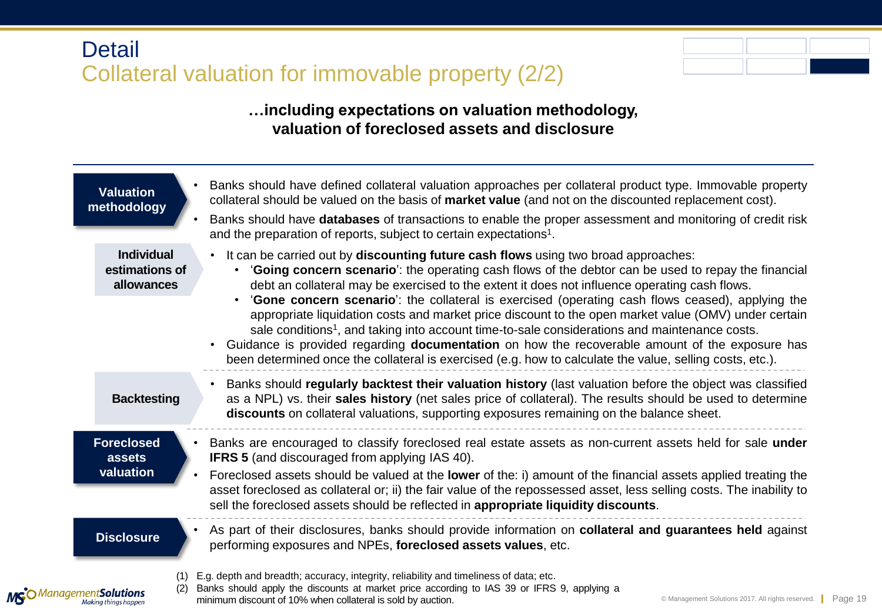# Detail
## Collateral valuation for immovable property (2/2)

**…including expectations on valuation methodology, valuation of foreclosed assets and disclosure**

### Valuation methodology

- Banks should have defined collateral valuation approaches per collateral product type. Immovable property collateral should be valued on the basis of **market value** (and not on the discounted replacement cost).
- Banks should have **databases** of transactions to enable the proper assessment and monitoring of credit risk and the preparation of reports, subject to certain expectations[1].

#### Individual estimations of allowances

- It can be carried out by **discounting future cash flows** using two broad approaches:
  - '**Going concern scenario**': the operating cash flows of the debtor can be used to repay the financial debt an collateral may be exercised to the extent it does not influence operating cash flows.
  - '**Gone concern scenario**': the collateral is exercised (operating cash flows ceased), applying the appropriate liquidation costs and market price discount to the open market value (OMV) under certain sale conditions[1], and taking into account time-to-sale considerations and maintenance costs.
- Guidance is provided regarding **documentation** on how the recoverable amount of the exposure has been determined once the collateral is exercised (e.g. how to calculate the value, selling costs, etc.).

#### Backtesting

- Banks should **regularly backtest their valuation history** (last valuation before the object was classified as a NPL) vs. their **sales history** (net sales price of collateral). The results should be used to determine **discounts** on collateral valuations, supporting exposures remaining on the balance sheet.

### Foreclosed assets valuation

- Banks are encouraged to classify foreclosed real estate assets as non-current assets held for sale **under IFRS 5** (and discouraged from applying IAS 40).
- Foreclosed assets should be valued at the **lower** of the: i) amount of the financial assets applied treating the asset foreclosed as collateral or; ii) the fair value of the repossessed asset, less selling costs. The inability to sell the foreclosed assets should be reflected in **appropriate liquidity discounts**.

### Disclosure

- As part of their disclosures, banks should provide information on **collateral and guarantees held** against performing exposures and NPEs, **foreclosed assets values**, etc.

(1) E.g. depth and breadth; accuracy, integrity, reliability and timeliness of data; etc.
(2) Banks should apply the discounts at market price according to IAS 39 or IFRS 9, applying a minimum discount of 10% when collateral is sold by auction.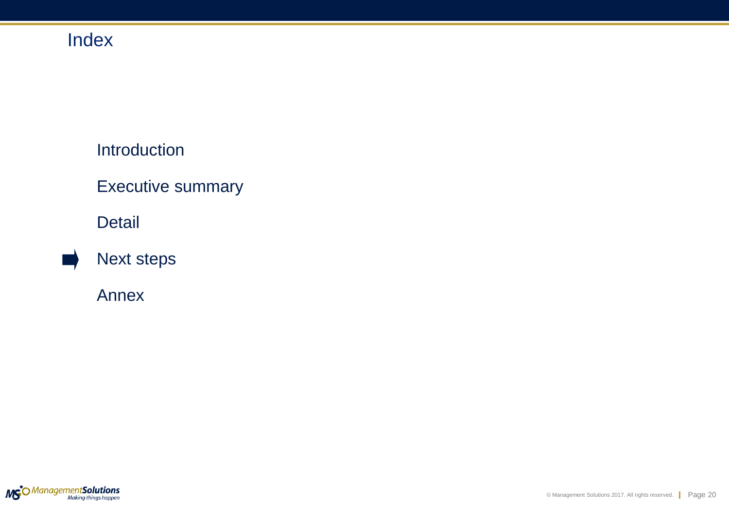# Index

- Introduction
- Executive summary
- Detail
- ➡ Next steps
- Annex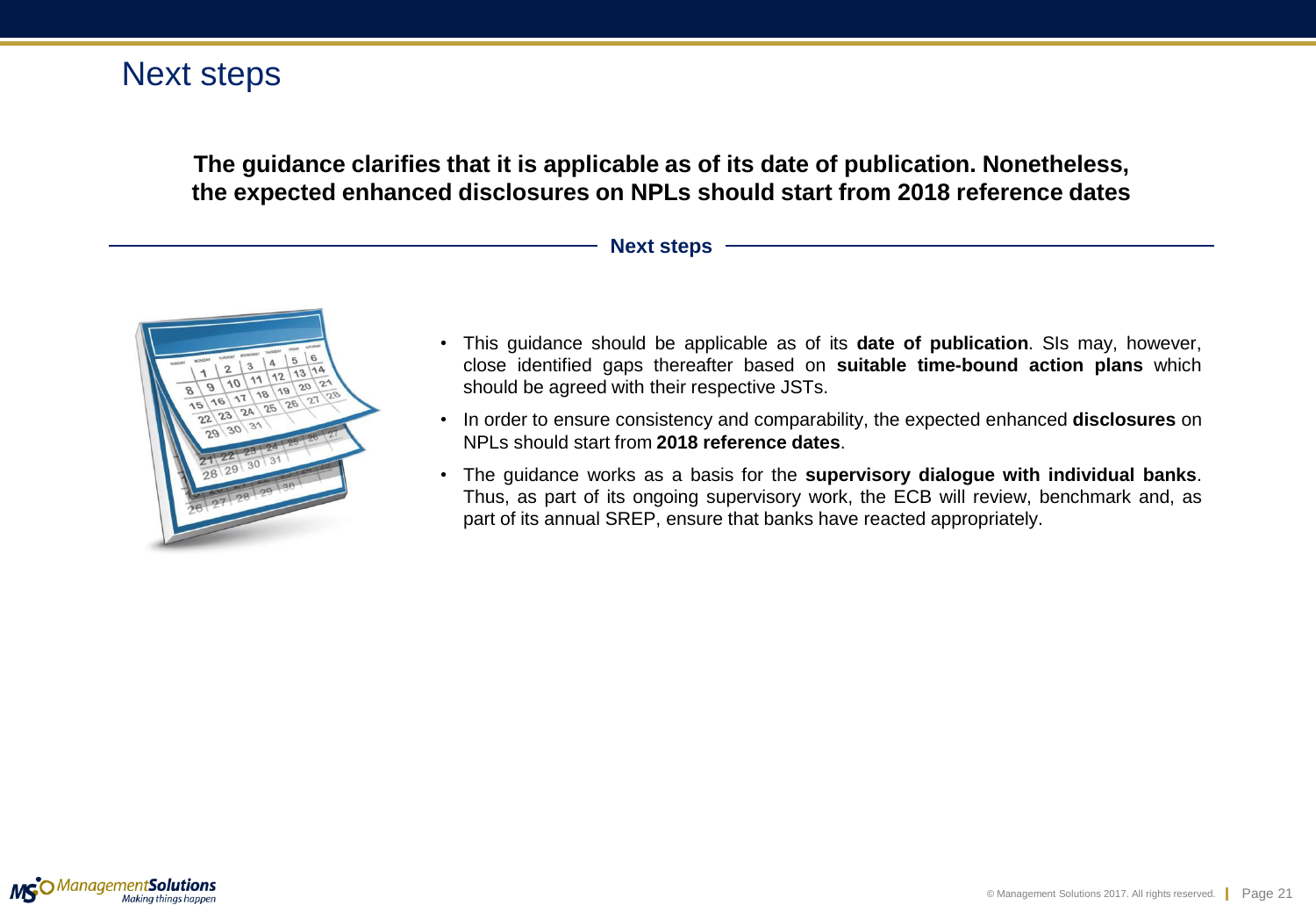# Next steps

**The guidance clarifies that it is applicable as of its date of publication. Nonetheless, the expected enhanced disclosures on NPLs should start from 2018 reference dates**

## Next steps

- This guidance should be applicable as of its **date of publication**. SIs may, however, close identified gaps thereafter based on **suitable time-bound action plans** which should be agreed with their respective JSTs.
- In order to ensure consistency and comparability, the expected enhanced **disclosures** on NPLs should start from **2018 reference dates**.
- The guidance works as a basis for the **supervisory dialogue with individual banks**. Thus, as part of its ongoing supervisory work, the ECB will review, benchmark and, as part of its annual SREP, ensure that banks have reacted appropriately.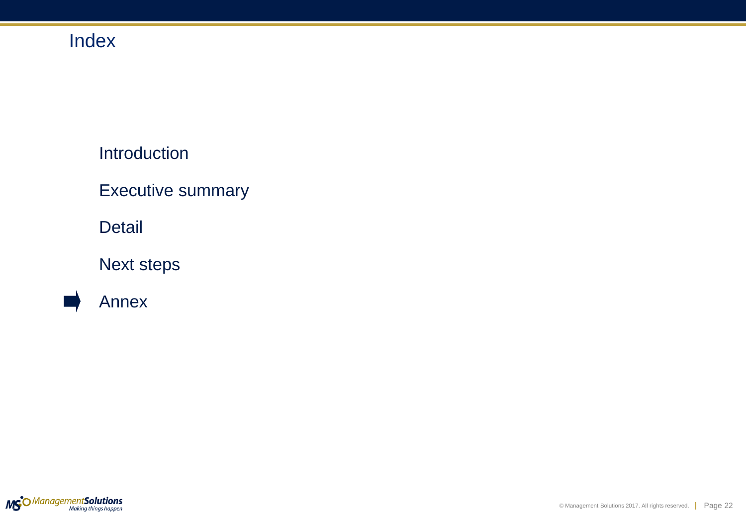# Index

- Introduction
- Executive summary
- Detail
- Next steps
- ➡ Annex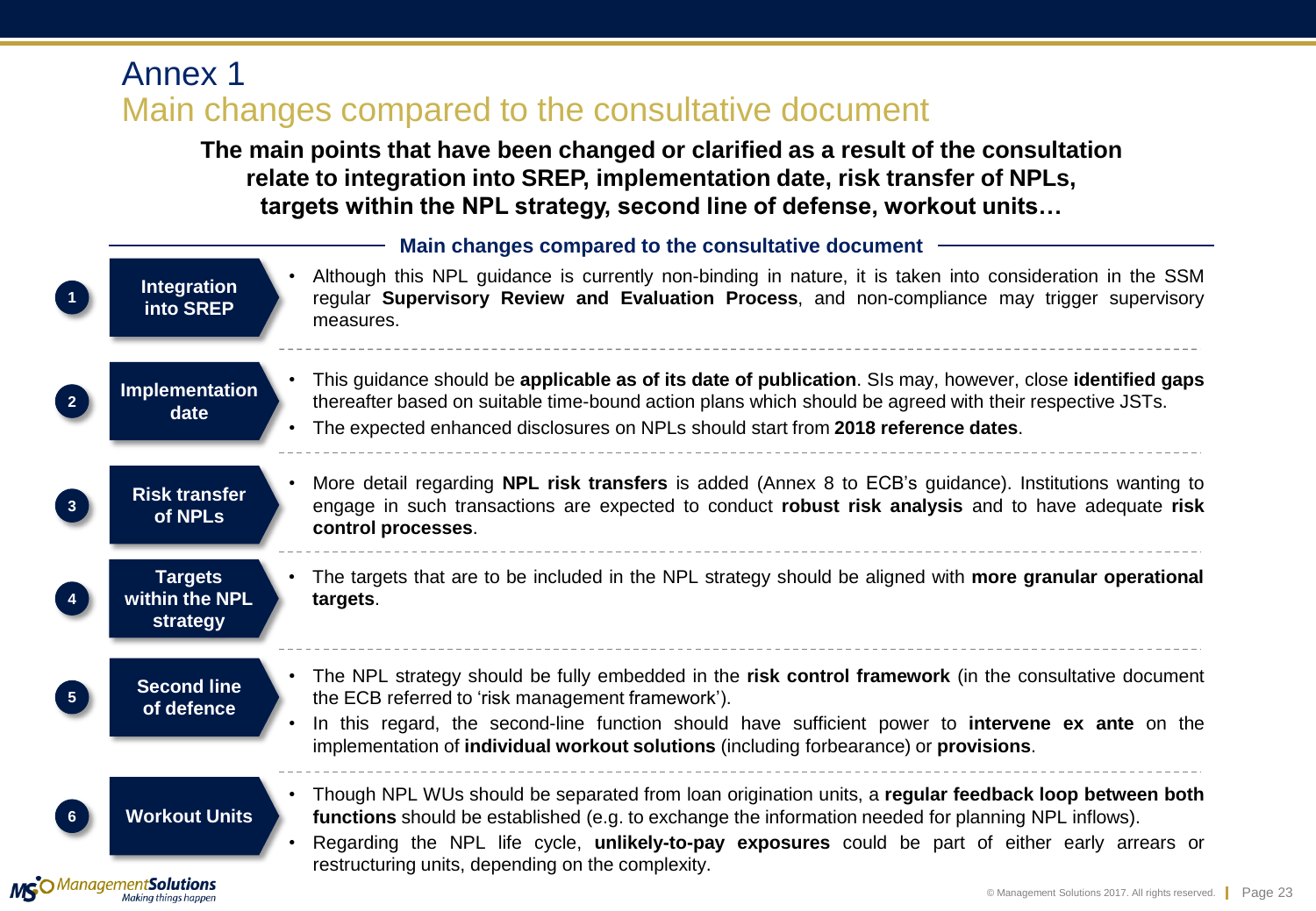# Annex 1

## Main changes compared to the consultative document

**The main points that have been changed or clarified as a result of the consultation relate to integration into SREP, implementation date, risk transfer of NPLs, targets within the NPL strategy, second line of defense, workout units…**

### Main changes compared to the consultative document

**1. Integration into SREP**

- Although this NPL guidance is currently non-binding in nature, it is taken into consideration in the SSM regular **Supervisory Review and Evaluation Process**, and non-compliance may trigger supervisory measures.

**2. Implementation date**

- This guidance should be **applicable as of its date of publication**. SIs may, however, close **identified gaps** thereafter based on suitable time-bound action plans which should be agreed with their respective JSTs.
- The expected enhanced disclosures on NPLs should start from **2018 reference dates**.

**3. Risk transfer of NPLs**

- More detail regarding **NPL risk transfers** is added (Annex 8 to ECB's guidance). Institutions wanting to engage in such transactions are expected to conduct **robust risk analysis** and to have adequate **risk control processes**.

**4. Targets within the NPL strategy**

- The targets that are to be included in the NPL strategy should be aligned with **more granular operational targets**.

**5. Second line of defence**

- The NPL strategy should be fully embedded in the **risk control framework** (in the consultative document the ECB referred to 'risk management framework').
- In this regard, the second-line function should have sufficient power to **intervene ex ante** on the implementation of **individual workout solutions** (including forbearance) or **provisions**.

**6. Workout Units**

- Though NPL WUs should be separated from loan origination units, a **regular feedback loop between both functions** should be established (e.g. to exchange the information needed for planning NPL inflows).
- Regarding the NPL life cycle, **unlikely-to-pay exposures** could be part of either early arrears or restructuring units, depending on the complexity.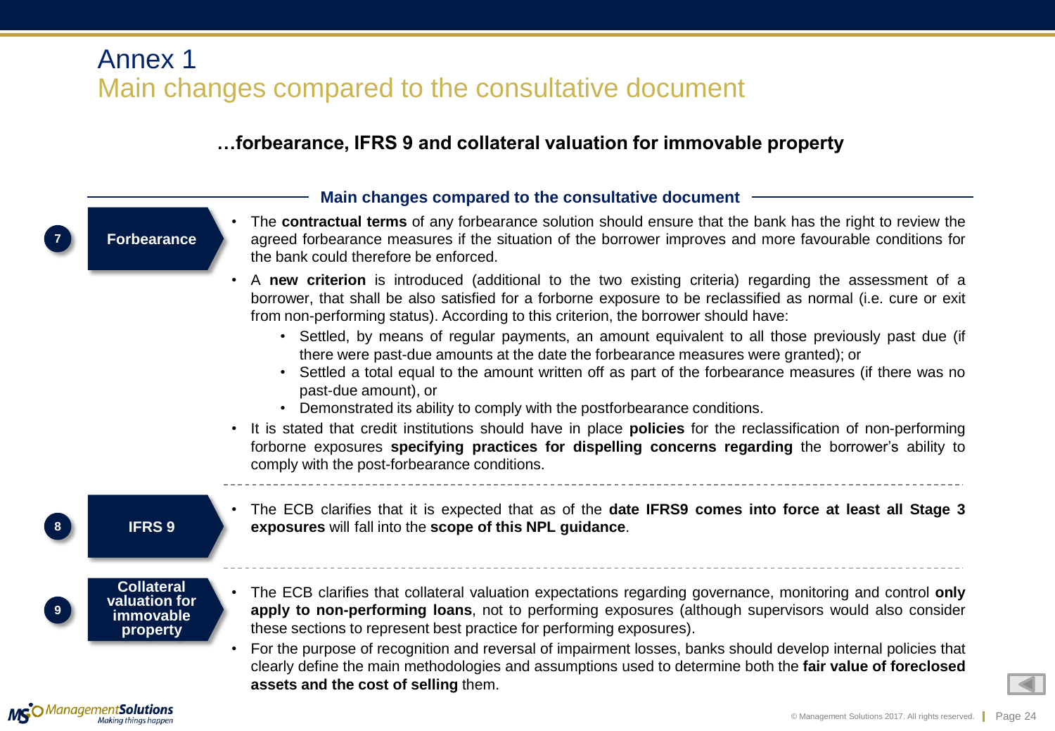# Annex 1

## Main changes compared to the consultative document

### …forbearance, IFRS 9 and collateral valuation for immovable property

**Main changes compared to the consultative document**

**7 Forbearance**

- The **contractual terms** of any forbearance solution should ensure that the bank has the right to review the agreed forbearance measures if the situation of the borrower improves and more favourable conditions for the bank could therefore be enforced.
- A **new criterion** is introduced (additional to the two existing criteria) regarding the assessment of a borrower, that shall be also satisfied for a forborne exposure to be reclassified as normal (i.e. cure or exit from non-performing status). According to this criterion, the borrower should have:
  - Settled, by means of regular payments, an amount equivalent to all those previously past due (if there were past-due amounts at the date the forbearance measures were granted); or
  - Settled a total equal to the amount written off as part of the forbearance measures (if there was no past-due amount), or
  - Demonstrated its ability to comply with the postforbearance conditions.
- It is stated that credit institutions should have in place **policies** for the reclassification of non-performing forborne exposures **specifying practices for dispelling concerns regarding** the borrower's ability to comply with the post-forbearance conditions.

**8 IFRS 9**

- The ECB clarifies that it is expected that as of the **date IFRS9 comes into force at least all Stage 3 exposures** will fall into the **scope of this NPL guidance**.

**9 Collateral valuation for immovable property**

- The ECB clarifies that collateral valuation expectations regarding governance, monitoring and control **only apply to non-performing loans**, not to performing exposures (although supervisors would also consider these sections to represent best practice for performing exposures).
- For the purpose of recognition and reversal of impairment losses, banks should develop internal policies that clearly define the main methodologies and assumptions used to determine both the **fair value of foreclosed assets and the cost of selling** them.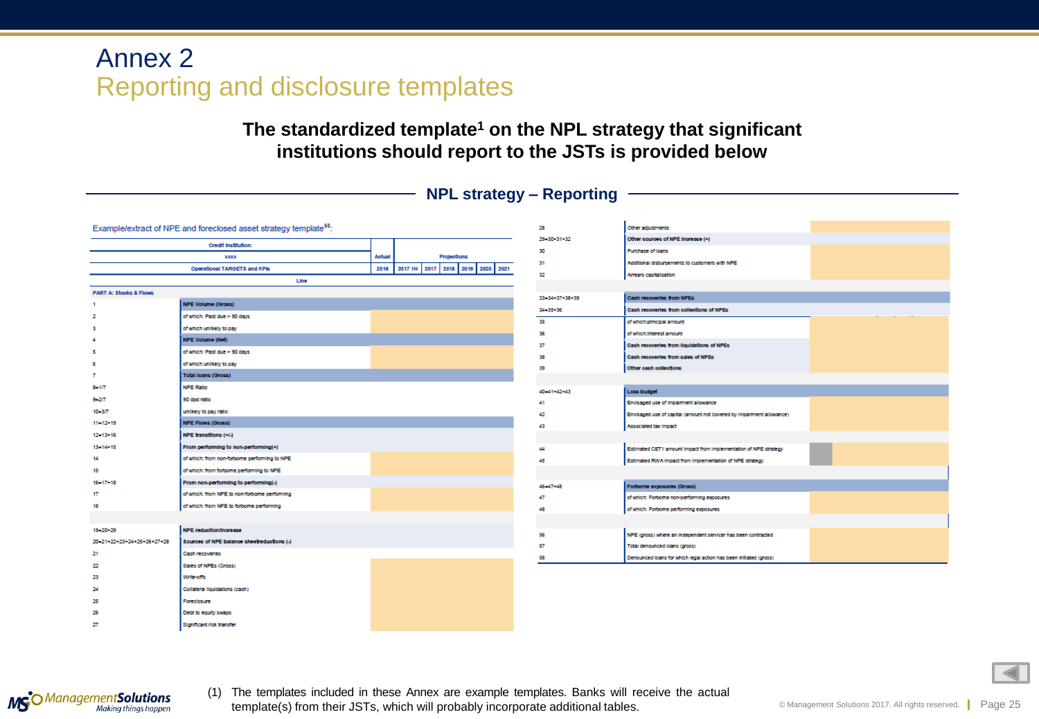# Annex 2

## Reporting and disclosure templates

**The standardized template[1] on the NPL strategy that significant institutions should report to the JSTs is provided below**

### NPL strategy – Reporting

Example/extract of NPE and foreclosed asset strategy template[65]:

| Credit Institution: xxxx Operational TARGETS and KPIs | | Actual | Projections | | | | | |
|---|---|---|---|---|---|---|---|---|
| Line | | 2016 | 2017 1H | 2017 | 2018 | 2019 | 2020 | 2021 |
| **PART A: Stocks & Flows** | | | | | | | | |
| 1 | **NPE Volume (Gross)** | | | | | | | |
| 2 | of which: Past due > 90 days | | | | | | | |
| 3 | of which unlikely to pay | | | | | | | |
| 4 | **NPE Volume (Net)** | | | | | | | |
| 5 | of which: Past due > 90 days | | | | | | | |
| 6 | of which unlikely to pay | | | | | | | |
| 7 | **Total loans (Gross)** | | | | | | | |
| 8=1/7 | NPE Ratio | | | | | | | |
| 9=2/7 | 90 dpd ratio | | | | | | | |
| 10=3/7 | unlikely to pay ratio | | | | | | | |
| 11=12+19 | **NPE Flows (Gross)** | | | | | | | |
| 12=13+16 | **NPE transitions (+/-)** | | | | | | | |
| 13=14+15 | **From performing to non-performing(+)** | | | | | | | |
| 14 | of which: from non-forborne performing to NPE | | | | | | | |
| 15 | of which: from forborne performing to NPE | | | | | | | |
| 16=17+18 | **From non-performing to performing(-)** | | | | | | | |
| 17 | of which: from NPE to non-forborne performing | | | | | | | |
| 18 | of which: from NPE to forborne performing | | | | | | | |
| 19=20+29 | **NPE reduction/increase** | | | | | | | |
| 20=21+22+23+24+25+26+27+28 | **Sources of NPE balance sheetreductions (-)** | | | | | | | |
| 21 | Cash recoveries | | | | | | | |
| 22 | Sales of NPEs (Gross) | | | | | | | |
| 23 | Write-offs | | | | | | | |
| 24 | Collateral liquidations (cash) | | | | | | | |
| 25 | Foreclosure | | | | | | | |
| 26 | Debt to equity swaps | | | | | | | |
| 27 | Significant risk transfer | | | | | | | |
| 28 | Other adjustments | | | | | | | |
| 29=30+31+32 | **Other sources of NPE increase (+)** | | | | | | | |
| 30 | Purchase of loans | | | | | | | |
| 31 | Additional disbursements to customers with NPE | | | | | | | |
| 32 | Arrears capitalisation | | | | | | | |
| 33=34+37+38+39 | **Cash recoveries from NPEs** | | | | | | | |
| 34=35+36 | **Cash recoveries from collections of NPEs** | | | | | | | |
| 35 | of which:principal amount | | | | | | | |
| 36 | of which:interest amount | | | | | | | |
| 37 | **Cash recoveries from liquidations of NPEs** | | | | | | | |
| 38 | **Cash recoveries from sales of NPEs** | | | | | | | |
| 39 | **Other cash collections** | | | | | | | |
| 40=41+42+43 | **Loss budget** | | | | | | | |
| 41 | Envisaged use of impairment allowance | | | | | | | |
| 42 | Envisaged use of capital (amount not covered by impairment allowance) | | | | | | | |
| 43 | Associated tax impact | | | | | | | |
| 44 | Estimated CET1 amount impact from implementation of NPE strategy | | | | | | | |
| 45 | Estimated RWA impact from implementation of NPE strategy | | | | | | | |
| 46=47+48 | **Forborne exposures (Gross)** | | | | | | | |
| 47 | of which: Forborne non-performing exposures | | | | | | | |
| 48 | of which: Forborne performing exposures | | | | | | | |
| 56 | NPE (gross) where an independent servicer has been contracted | | | | | | | |
| 57 | Total denounced loans (gross) | | | | | | | |
| 58 | Denounced loans for which legal action has been initiated (gross) | | | | | | | |

(1) The templates included in these Annex are example templates. Banks will receive the actual template(s) from their JSTs, which will probably incorporate additional tables.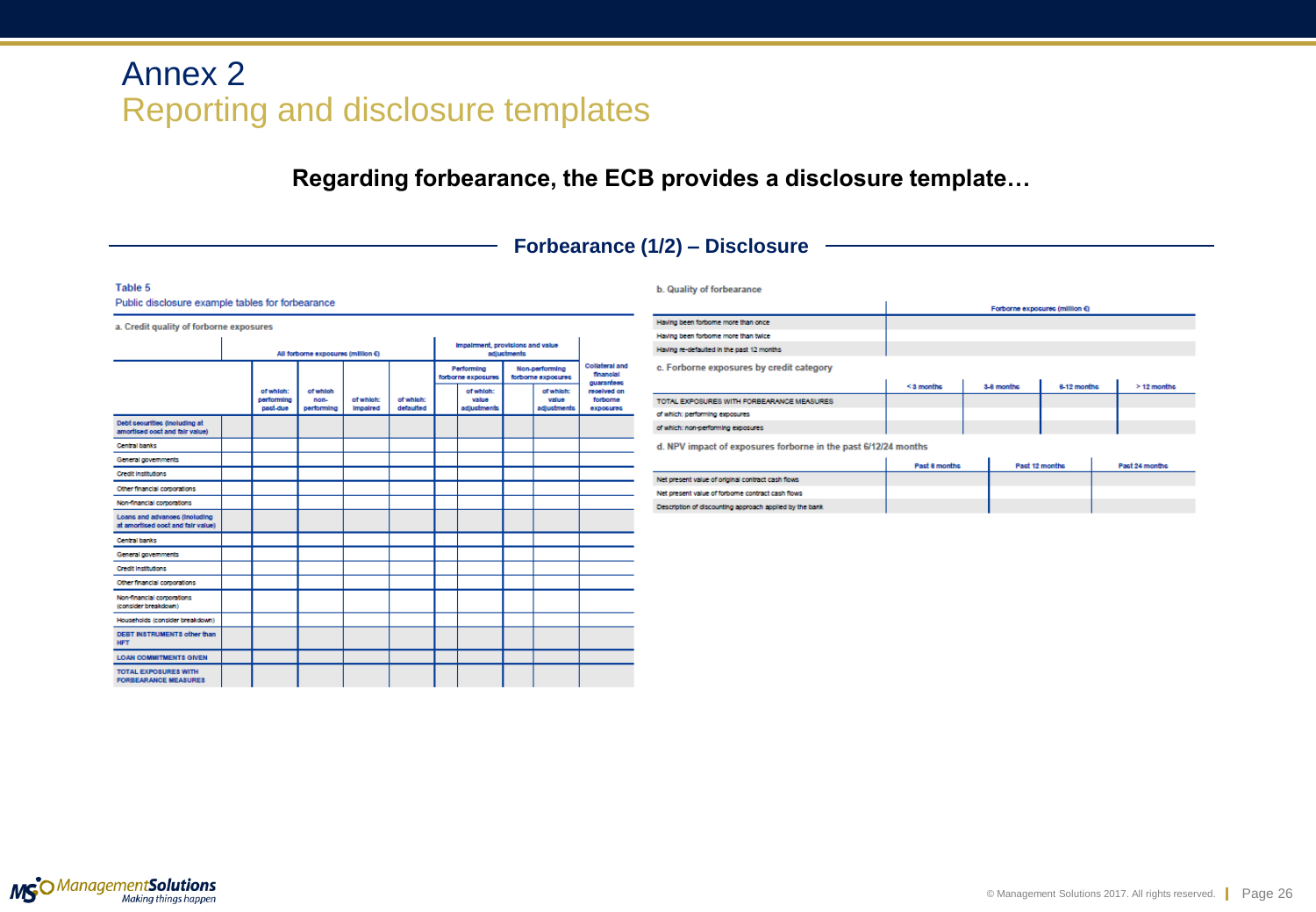# Annex 2
## Reporting and disclosure templates

**Regarding forbearance, the ECB provides a disclosure template…**

### Forbearance (1/2) – Disclosure

**Table 5**
Public disclosure example tables for forbearance

a. Credit quality of forborne exposures

| | All forborne exposures (million €) | | | | | Impairment, provisions and value adjustments | | | | Collateral and financial guarantees received on forborne exposures |
|---|---|---|---|---|---|---|---|---|---|---|
| | | | | | | Performing forborne exposures | | Non-performing forborne exposures | | |
| | | of which: performing past-due | of which non-performing | of which: impaired | of which: defaulted | | of which: value adjustments | | of which: value adjustments | |
| Debt securities (including at amortised cost and fair value) | | | | | | | | | | |
| Central banks | | | | | | | | | | |
| General governments | | | | | | | | | | |
| Credit institutions | | | | | | | | | | |
| Other financial corporations | | | | | | | | | | |
| Non-financial corporations | | | | | | | | | | |
| Loans and advances (including at amortised cost and fair value) | | | | | | | | | | |
| Central banks | | | | | | | | | | |
| General governments | | | | | | | | | | |
| Credit institutions | | | | | | | | | | |
| Other financial corporations | | | | | | | | | | |
| Non-financial corporations (consider breakdown) | | | | | | | | | | |
| Households (consider breakdown) | | | | | | | | | | |
| DEBT INSTRUMENTS other than HFT | | | | | | | | | | |
| LOAN COMMITMENTS GIVEN | | | | | | | | | | |
| TOTAL EXPOSURES WITH FORBEARANCE MEASURES | | | | | | | | | | |

b. Quality of forbearance

| | Forborne exposures (million €) |
|---|---|
| Having been forborne more than once | |
| Having been forborne more than twice | |
| Having re-defaulted in the past 12 months | |

c. Forborne exposures by credit category

| | < 3 months | 3-6 months | 6-12 months | > 12 months |
|---|---|---|---|---|
| TOTAL EXPOSURES WITH FORBEARANCE MEASURES | | | | |
| of which: performing exposures | | | | |
| of which: non-performing exposures | | | | |

d. NPV impact of exposures forborne in the past 6/12/24 months

| | Past 6 months | Past 12 months | Past 24 months |
|---|---|---|---|
| Net present value of original contract cash flows | | | |
| Net present value of forborne contract cash flows | | | |
| Description of discounting approach applied by the bank | | | |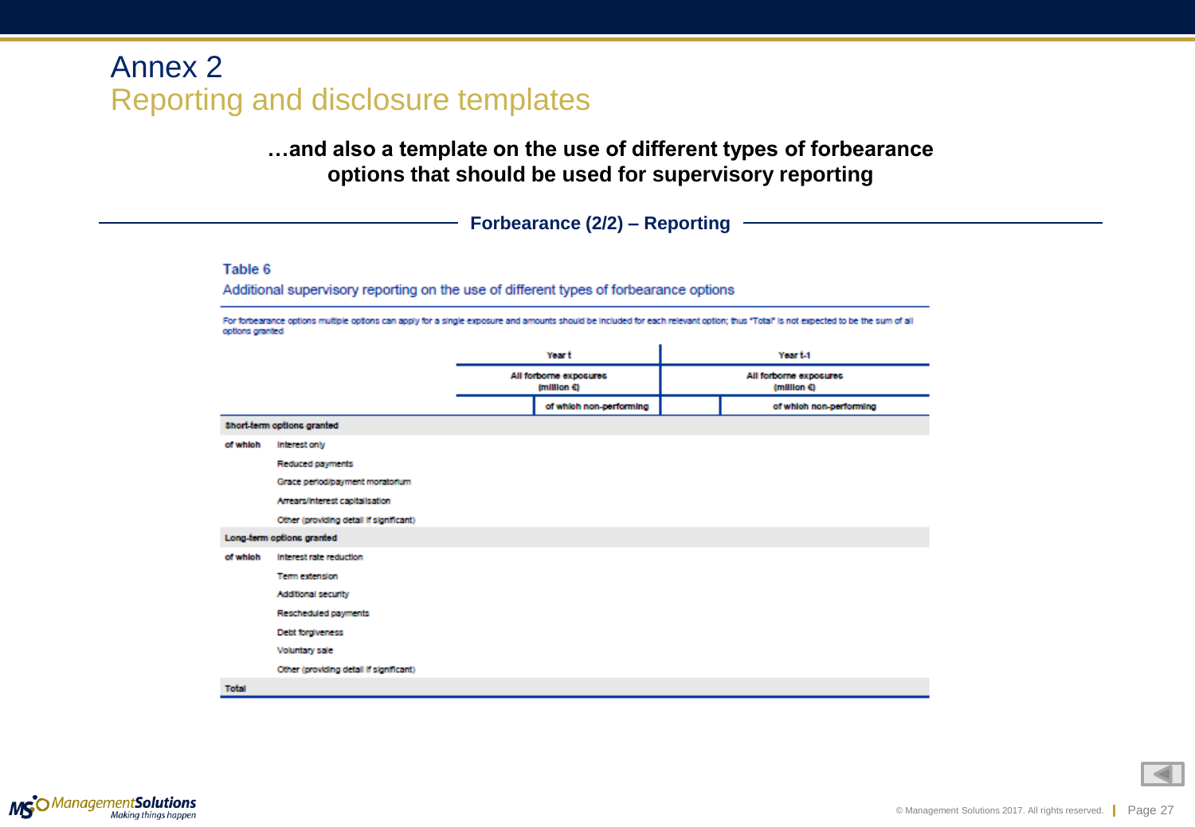# Annex 2

## Reporting and disclosure templates

**…and also a template on the use of different types of forbearance options that should be used for supervisory reporting**

### Forbearance (2/2) – Reporting

Table 6

Additional supervisory reporting on the use of different types of forbearance options

For forbearance options multiple options can apply for a single exposure and amounts should be included for each relevant option; thus "Total" is not expected to be the sum of all options granted

| | | Year t | | Year t-1 | |
|---|---|---|---|---|---|
| | | All forborne exposures (million €) | | All forborne exposures (million €) | |
| | | | of which non-performing | | of which non-performing |
| **Short-term options granted** | | | | | |
| of which | Interest only | | | | |
| | Reduced payments | | | | |
| | Grace period/payment moratorium | | | | |
| | Arrears/interest capitalisation | | | | |
| | Other (providing detail if significant) | | | | |
| **Long-term options granted** | | | | | |
| of which | Interest rate reduction | | | | |
| | Term extension | | | | |
| | Additional security | | | | |
| | Rescheduled payments | | | | |
| | Debt forgiveness | | | | |
| | Voluntary sale | | | | |
| | Other (providing detail if significant) | | | | |
| **Total** | | | | | |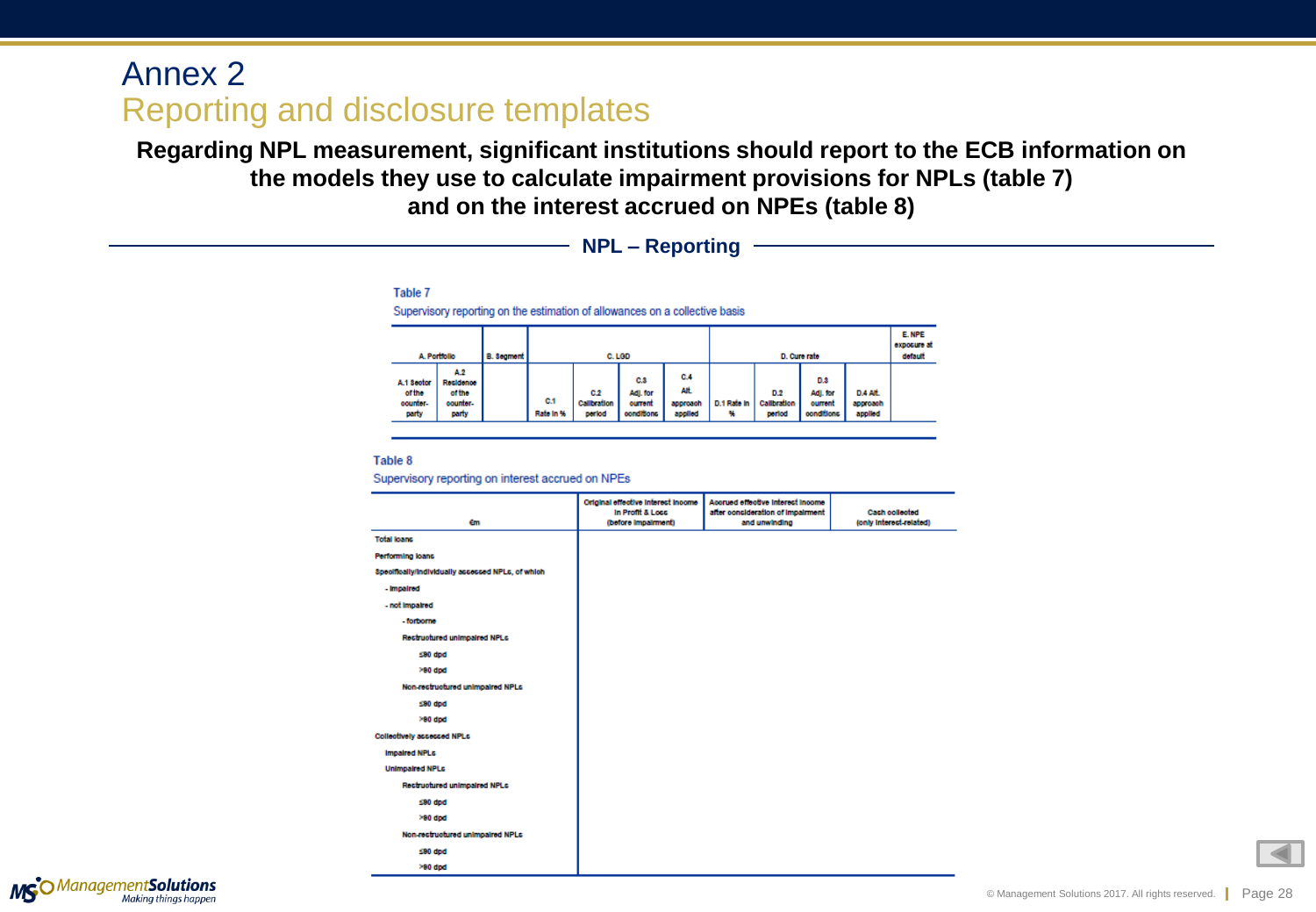# Annex 2

## Reporting and disclosure templates

**Regarding NPL measurement, significant institutions should report to the ECB information on the models they use to calculate impairment provisions for NPLs (table 7) and on the interest accrued on NPEs (table 8)**

### NPL – Reporting

Table 7

Supervisory reporting on the estimation of allowances on a collective basis

| A. Portfolio | | B. Segment | C. LGD | | | | D. Cure rate | | | | E. NPE exposure at default |
|---|---|---|---|---|---|---|---|---|---|---|---|
| A.1 Sector of the counter-party | A.2 Residence of the counter-party | | C.1 Rate in % | C.2 Calibration period | C.3 Adj. for current conditions | C.4 Alt. approach applied | D.1 Rate in % | D.2 Calibration period | D.3 Adj. for current conditions | D.4 Alt. approach applied | |
| | | | | | | | | | | | |

Table 8

Supervisory reporting on interest accrued on NPEs

| €m | Original effective interest income in Profit & Loss (before impairment) | Accrued effective interest income after consideration of impairment and unwinding | Cash collected (only interest-related) |
|---|---|---|---|
| Total loans | | | |
| Performing loans | | | |
| Specifically/individually assessed NPLs, of which | | | |
| - impaired | | | |
| - not impaired | | | |
| - forborne | | | |
| Restructured unimpaired NPLs | | | |
| ≤90 dpd | | | |
| >90 dpd | | | |
| Non-restructured unimpaired NPLs | | | |
| ≤90 dpd | | | |
| >90 dpd | | | |
| Collectively assessed NPLs | | | |
| Impaired NPLs | | | |
| Unimpaired NPLs | | | |
| Restructured unimpaired NPLs | | | |
| ≤90 dpd | | | |
| >90 dpd | | | |
| Non-restructured unimpaired NPLs | | | |
| ≤90 dpd | | | |
| >90 dpd | | | |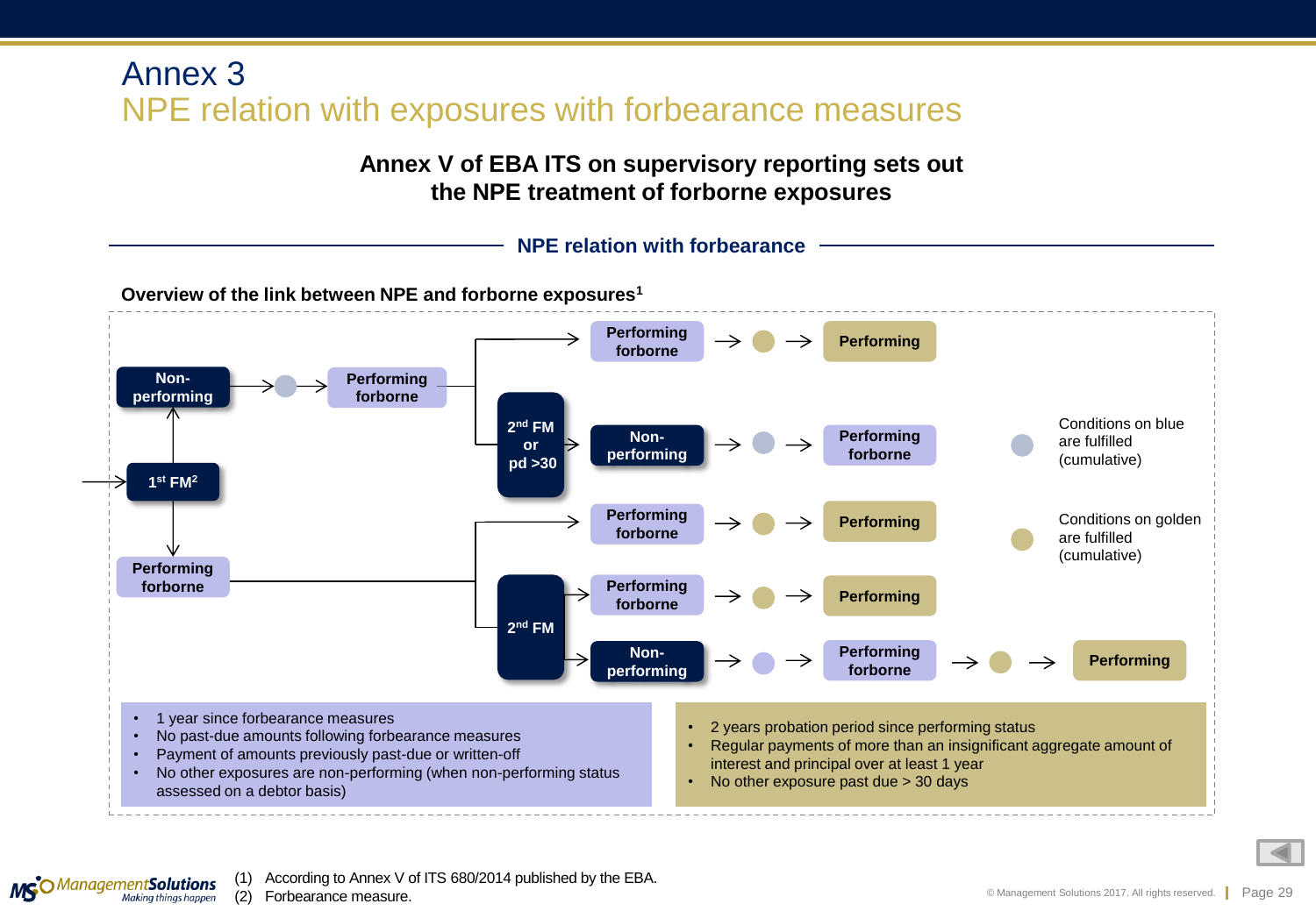# Annex 3

## NPE relation with exposures with forbearance measures

**Annex V of EBA ITS on supervisory reporting sets out the NPE treatment of forborne exposures**

### NPE relation with forbearance

**Overview of the link between NPE and forborne exposures[1]**

1st FM[2]

Non-performing

Performing forborne

2nd FM or pd >30

2nd FM

Performing forborne

Non-performing

Performing

Conditions on blue are fulfilled (cumulative)

Conditions on golden are fulfilled (cumulative)

- 1 year since forbearance measures
- No past-due amounts following forbearance measures
- Payment of amounts previously past-due or written-off
- No other exposures are non-performing (when non-performing status assessed on a debtor basis)

- 2 years probation period since performing status
- Regular payments of more than an insignificant aggregate amount of interest and principal over at least 1 year
- No other exposure past due > 30 days

(1) According to Annex V of ITS 680/2014 published by the EBA.
(2) Forbearance measure.